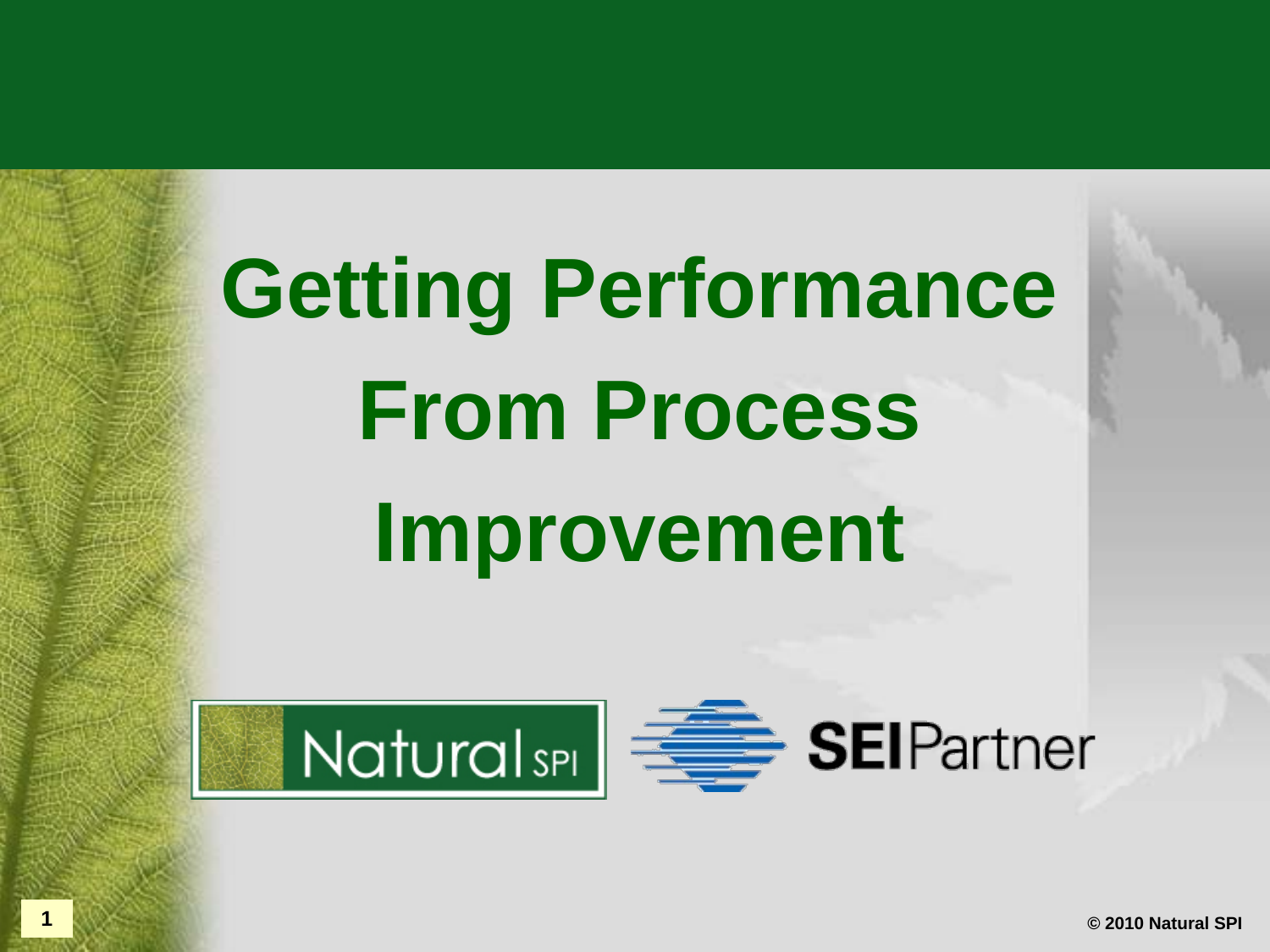# Getting Performance From Process Improvement

Natural SPI

SEI Partner

© 2010 Natural SPI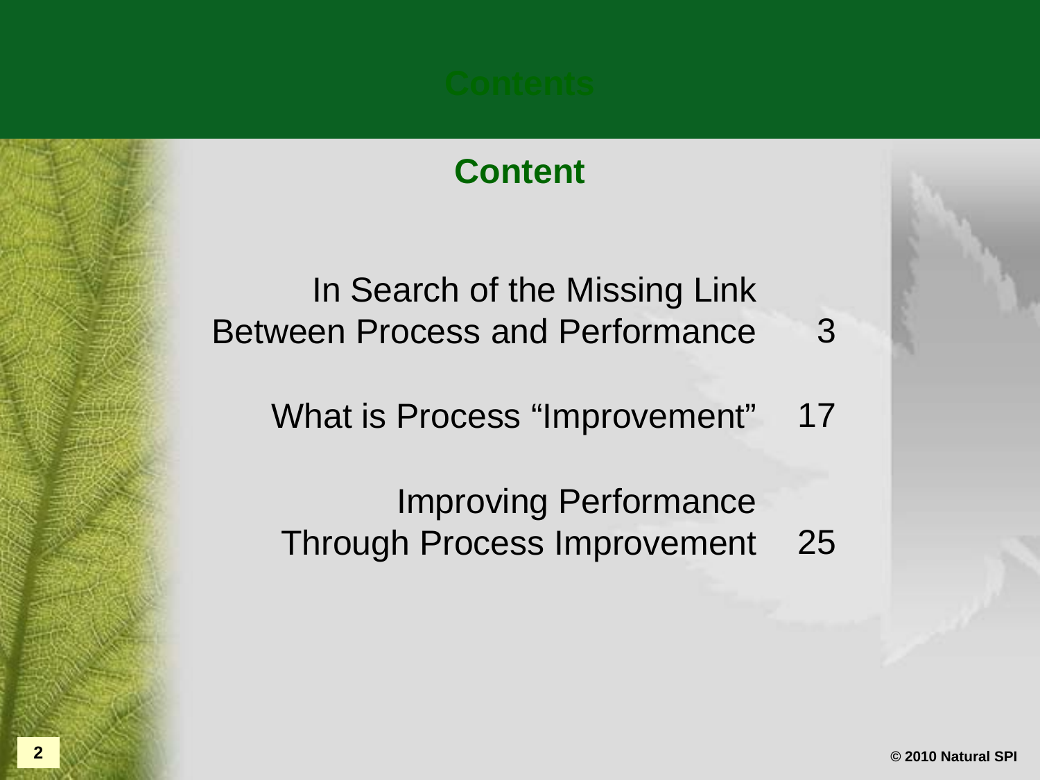# Contents

## Content

In Search of the Missing Link Between Process and Performance 3

What is Process "Improvement" 17

Improving Performance Through Process Improvement 25

© 2010 Natural SPI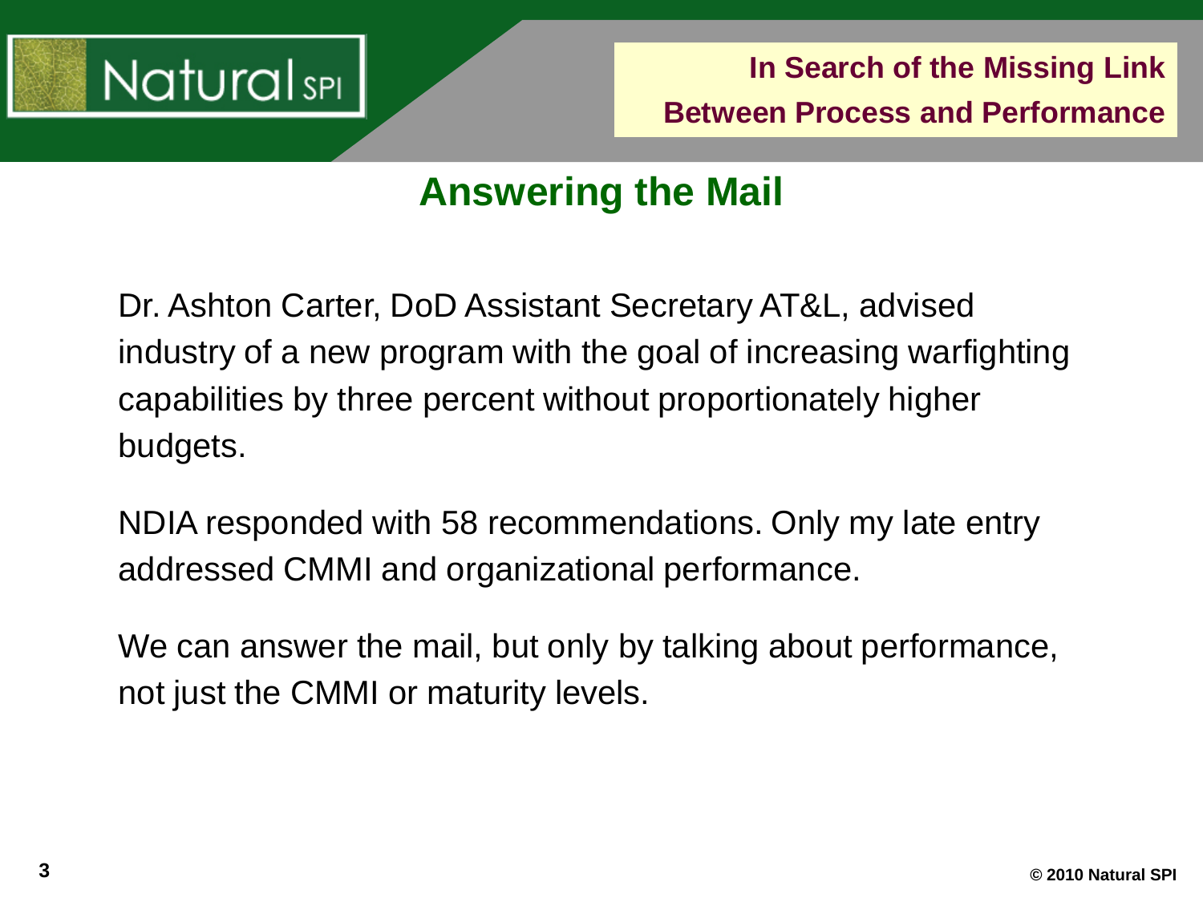## Answering the Mail

Dr. Ashton Carter, DoD Assistant Secretary AT&L, advised industry of a new program with the goal of increasing warfighting capabilities by three percent without proportionately higher budgets.

NDIA responded with 58 recommendations. Only my late entry addressed CMMI and organizational performance.

We can answer the mail, but only by talking about performance, not just the CMMI or maturity levels.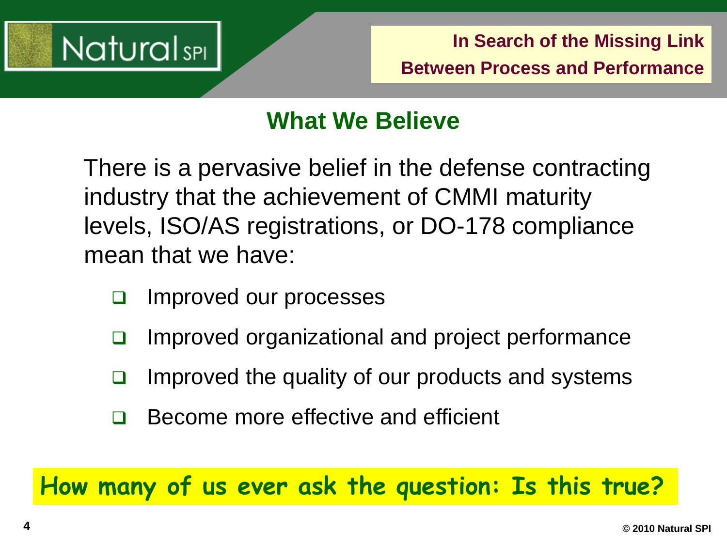## What We Believe

There is a pervasive belief in the defense contracting industry that the achievement of CMMI maturity levels, ISO/AS registrations, or DO-178 compliance mean that we have:

- Improved our processes
- Improved organizational and project performance
- Improved the quality of our products and systems
- Become more effective and efficient

**How many of us ever ask the question: Is this true?**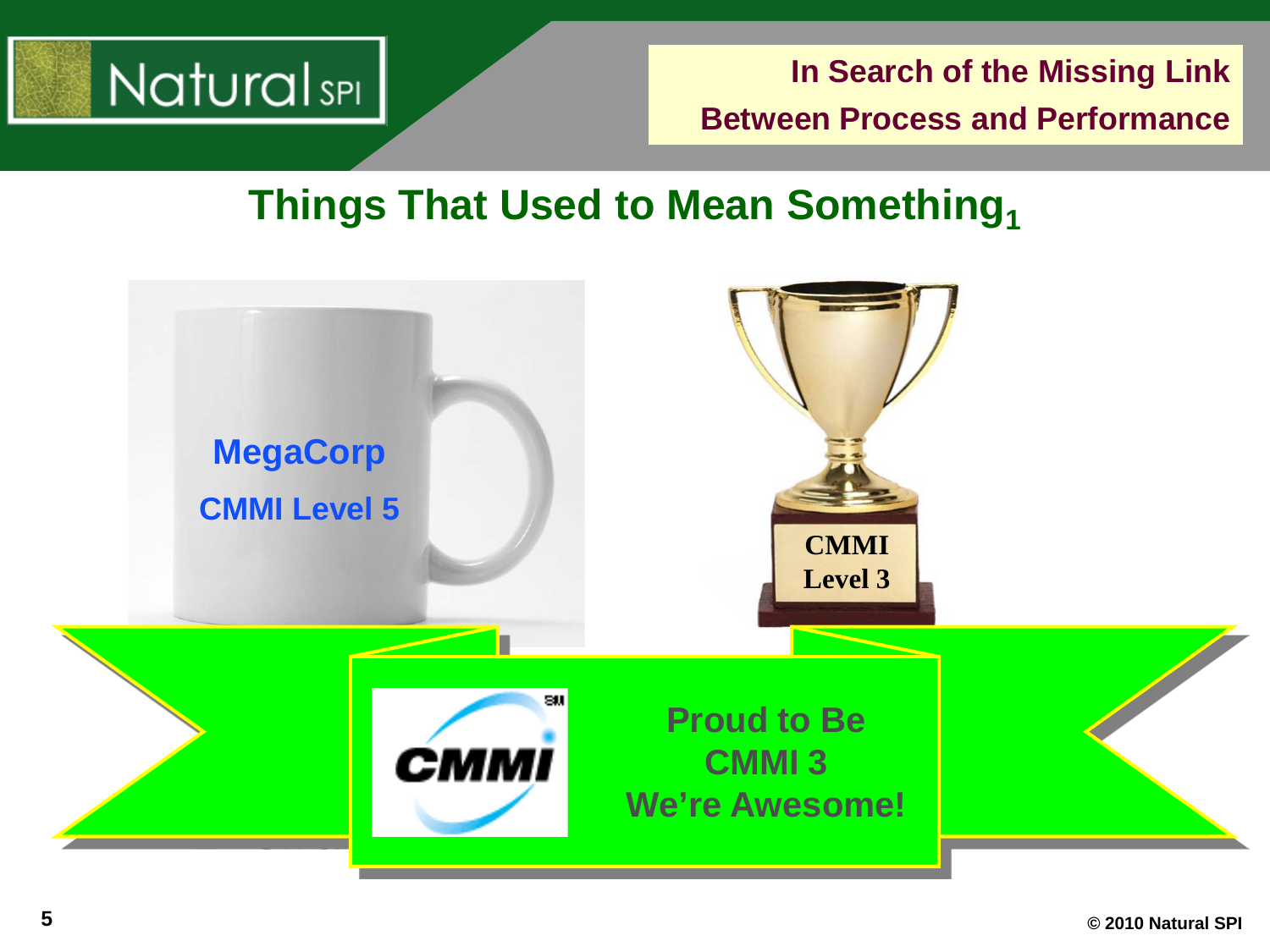## Things That Used to Mean Something[1]

MegaCorp
CMMI Level 5

CMMI
Level 3

CMMI

Proud to Be
CMMI 3
We're Awesome!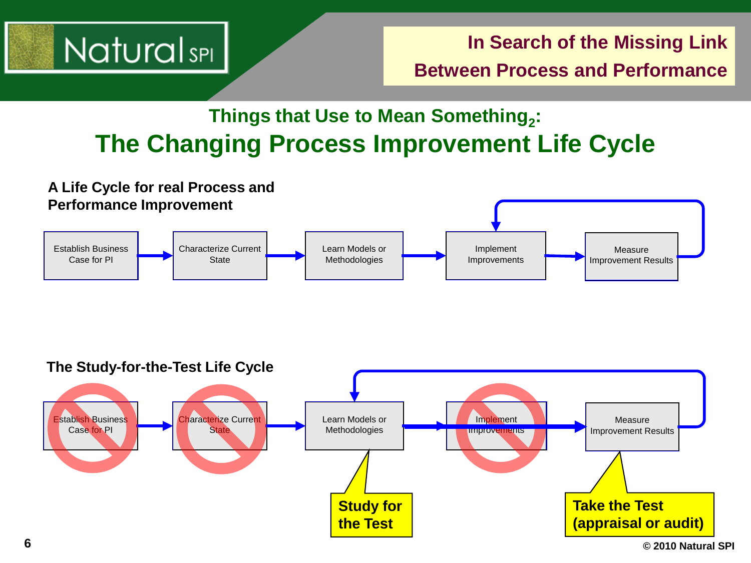## Things that Use to Mean Something$_2$:

# The Changing Process Improvement Life Cycle

**A Life Cycle for real Process and Performance Improvement**

Establish Business Case for PI → Characterize Current State → Learn Models or Methodologies → Implement Improvements → Measure Improvement Results (→ back to Implement Improvements)

**The Study-for-the-Test Life Cycle**

~~Establish Business Case for PI~~ → ~~Characterize Current State~~ → Learn Models or Methodologies → ~~Implement Improvements~~ → Measure Improvement Results (→ back to Learn Models or Methodologies)

**Study for the Test**

**Take the Test (appraisal or audit)**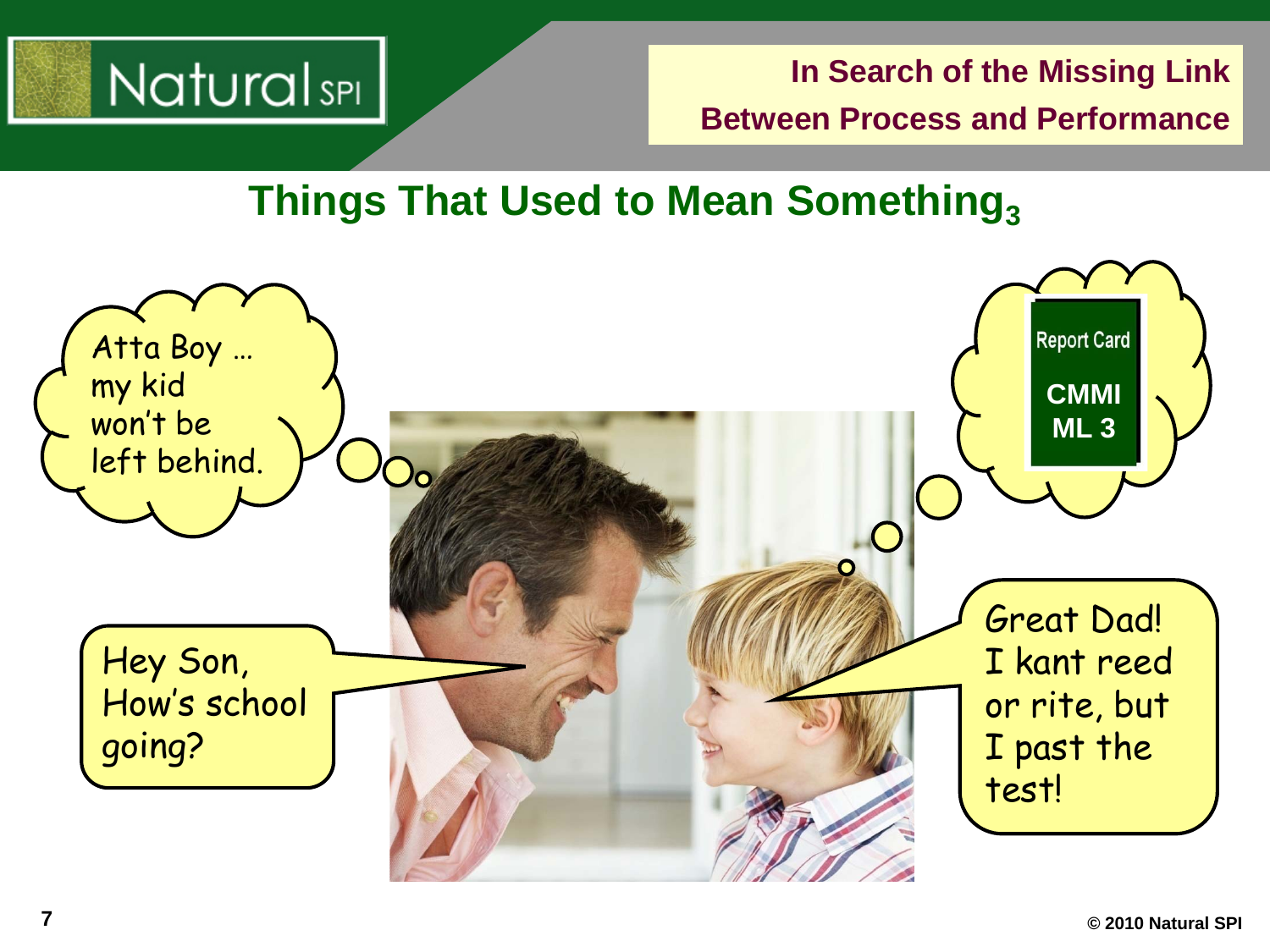## Things That Used to Mean Something$_3$

Atta Boy … my kid won't be left behind.

Report Card
CMMI
ML 3

Hey Son, How's school going?

Great Dad! I kant reed or rite, but I past the test!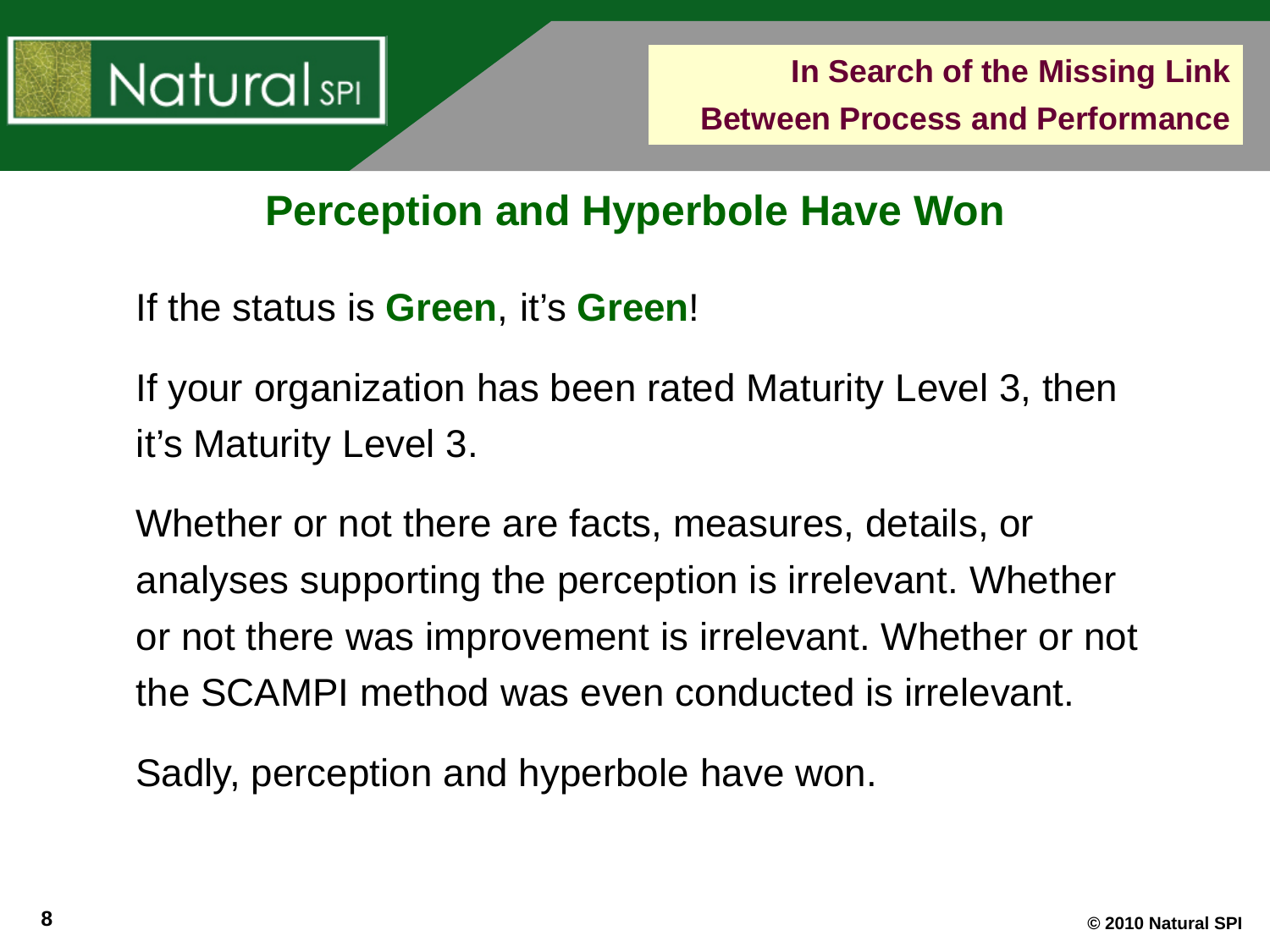## Perception and Hyperbole Have Won

If the status is **Green**, it's **Green**!

If your organization has been rated Maturity Level 3, then it's Maturity Level 3.

Whether or not there are facts, measures, details, or analyses supporting the perception is irrelevant. Whether or not there was improvement is irrelevant. Whether or not the SCAMPI method was even conducted is irrelevant.

Sadly, perception and hyperbole have won.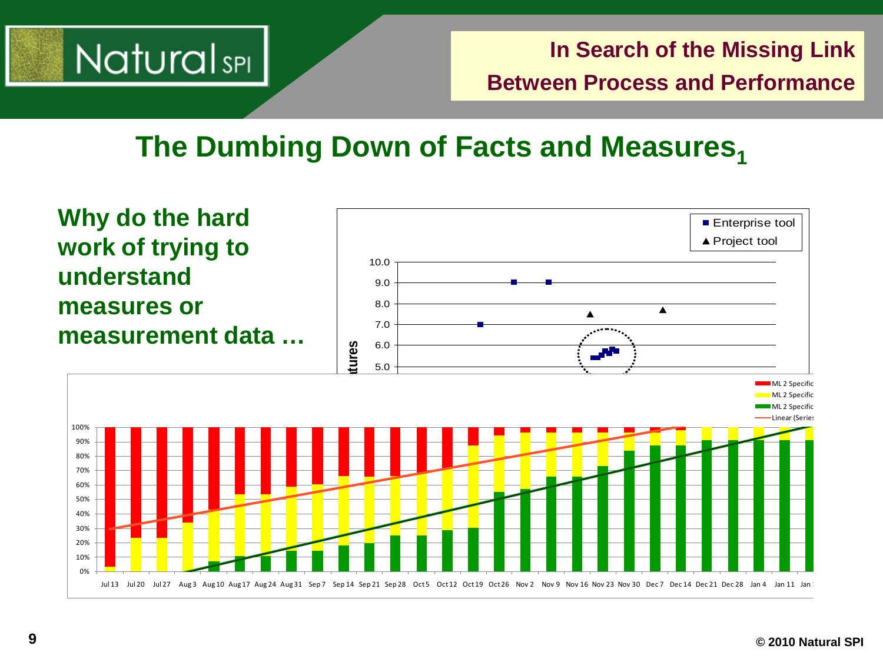# The Dumbing Down of Facts and Measures[1]

**Why do the hard work of trying to understand measures or measurement data …**

■ Enterprise tool
▲ Project tool

10.0
9.0
8.0
7.0
6.0
5.0

ML 2 Specific
ML 2 Specific
ML 2 Specific
Linear (Series

100%
90%
80%
70%
60%
50%
40%
30%
20%
10%
0%

Jul 13 Jul 20 Jul 27 Aug 3 Aug 10 Aug 17 Aug 24 Aug 31 Sep 7 Sep 14 Sep 21 Sep 28 Oct 5 Oct 12 Oct 19 Oct 26 Nov 2 Nov 9 Nov 16 Nov 23 Nov 30 Dec 7 Dec 14 Dec 21 Dec 28 Jan 4 Jan 11 Jan

© 2010 Natural SPI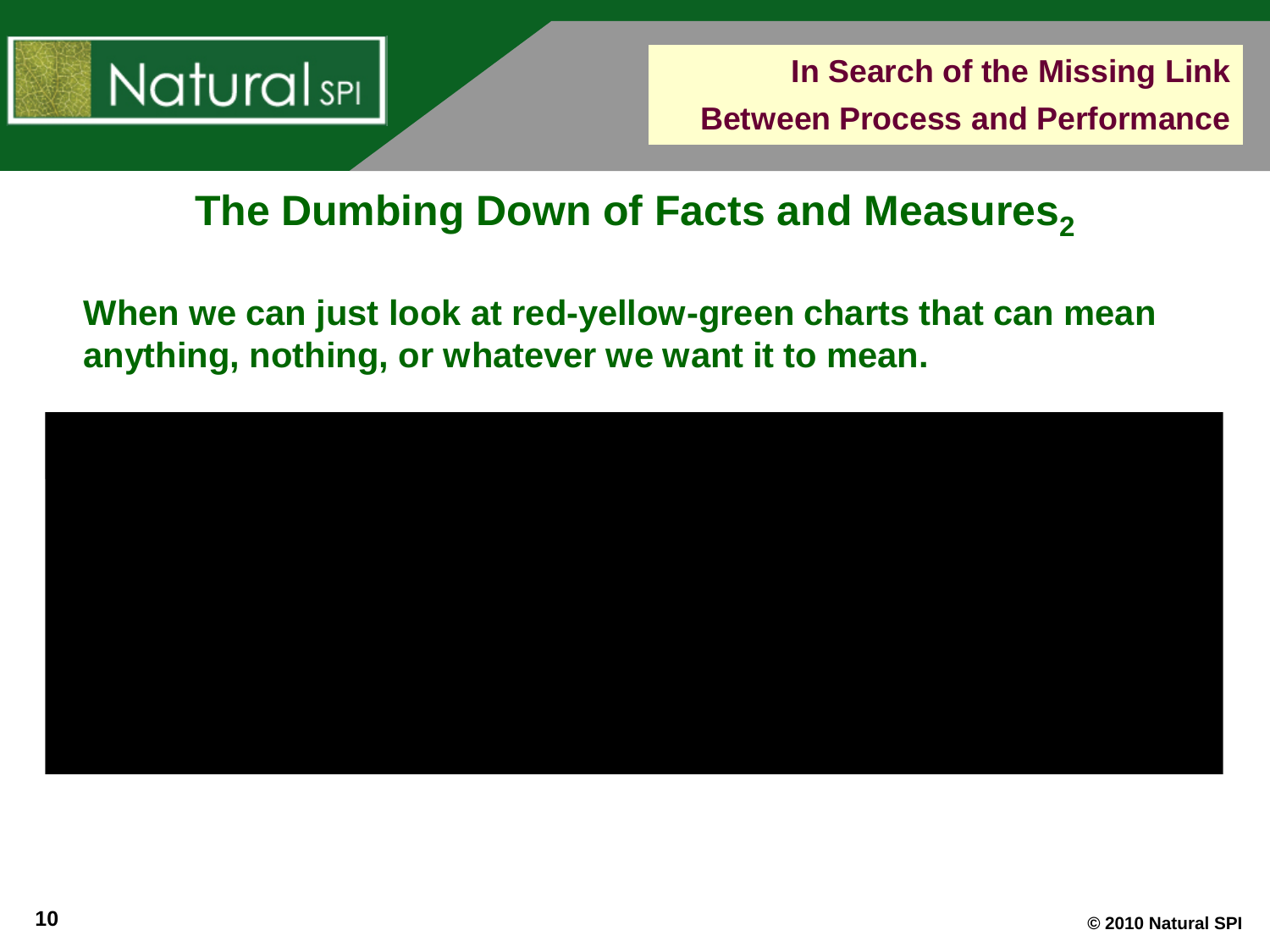## The Dumbing Down of Facts and Measures$_2$

**When we can just look at red-yellow-green charts that can mean anything, nothing, or whatever we want it to mean.**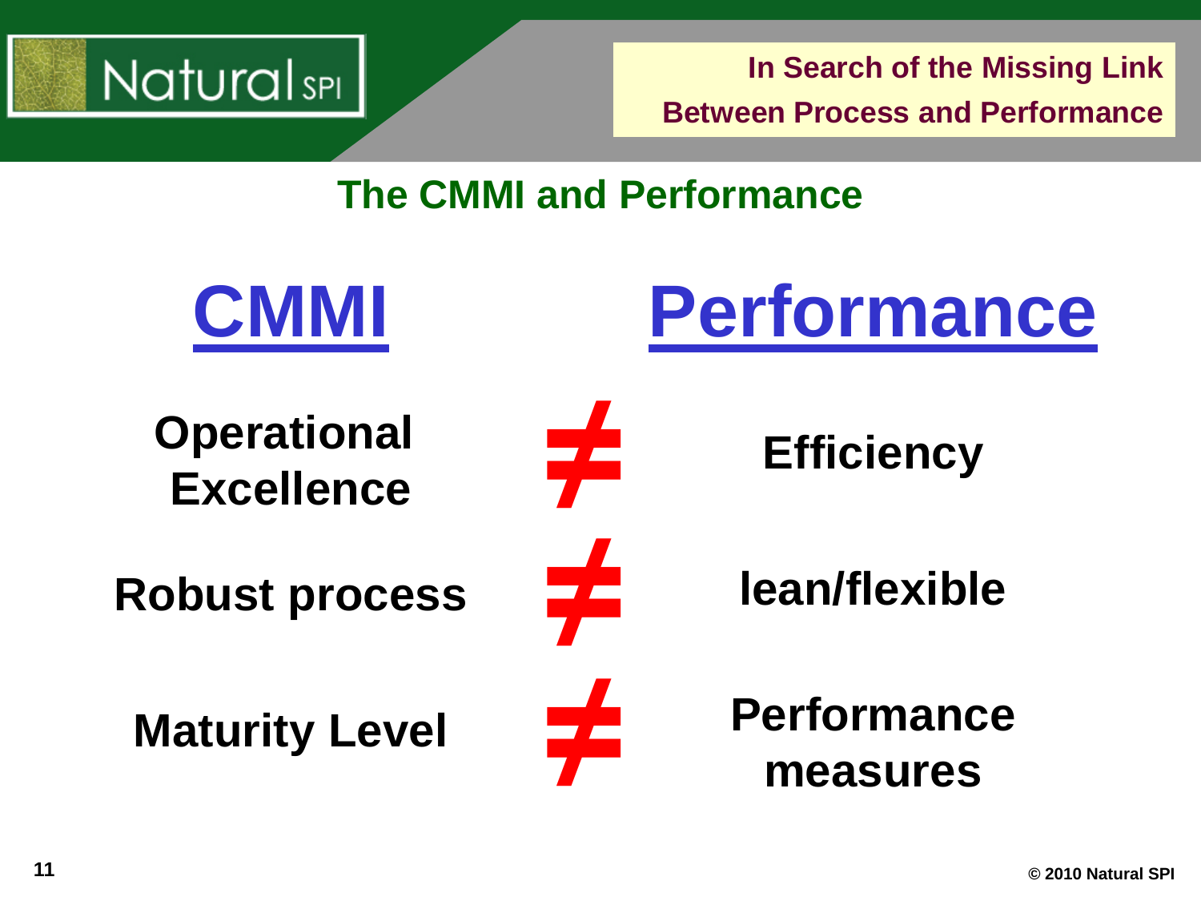## The CMMI and Performance

| CMMI | | Performance |
|---|---|---|
| Operational Excellence | ≠ | Efficiency |
| Robust process | ≠ | lean/flexible |
| Maturity Level | ≠ | Performance measures |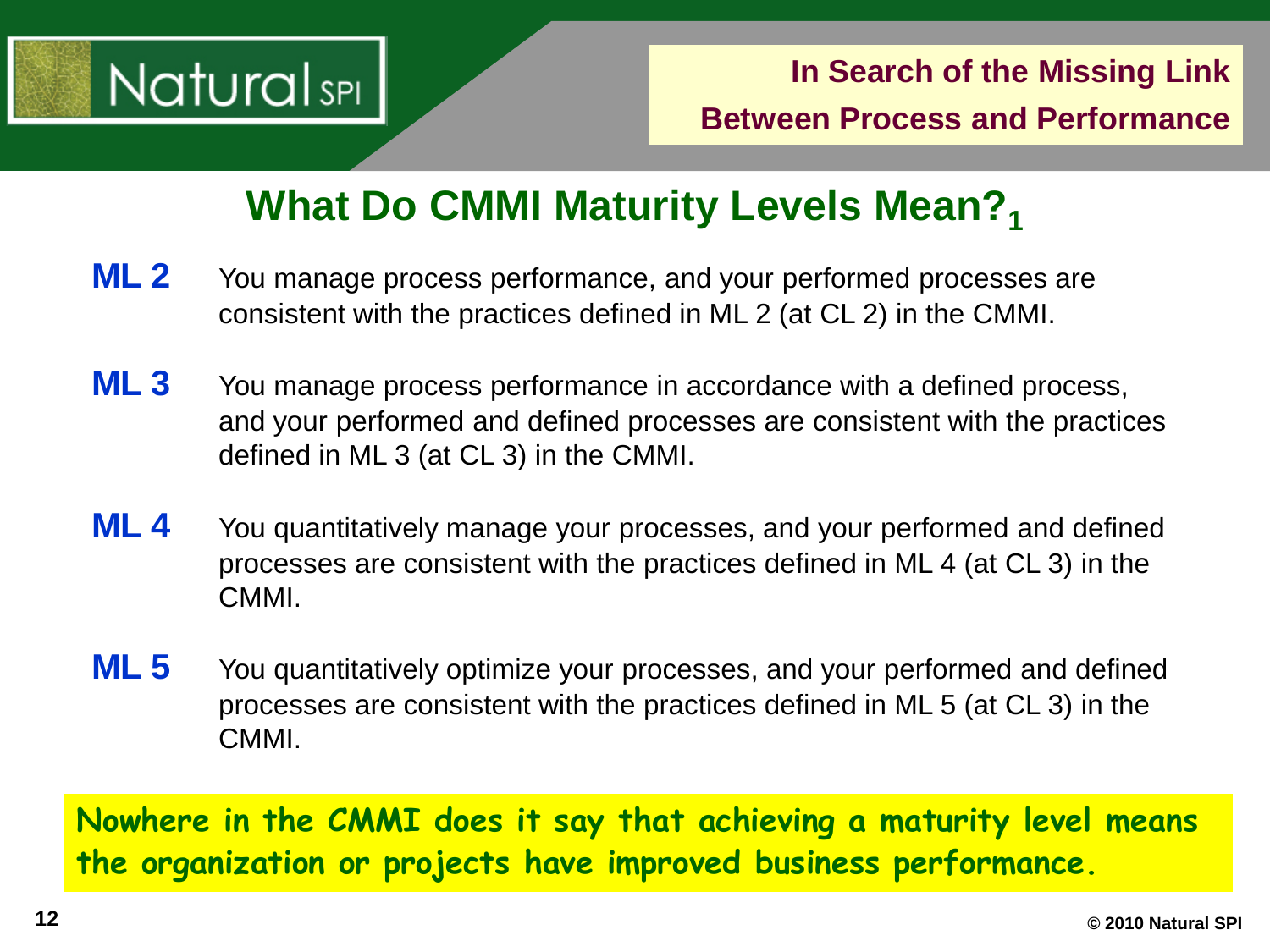## What Do CMMI Maturity Levels Mean?[1]

**ML 2** You manage process performance, and your performed processes are consistent with the practices defined in ML 2 (at CL 2) in the CMMI.

**ML 3** You manage process performance in accordance with a defined process, and your performed and defined processes are consistent with the practices defined in ML 3 (at CL 3) in the CMMI.

**ML 4** You quantitatively manage your processes, and your performed and defined processes are consistent with the practices defined in ML 4 (at CL 3) in the CMMI.

**ML 5** You quantitatively optimize your processes, and your performed and defined processes are consistent with the practices defined in ML 5 (at CL 3) in the CMMI.

**Nowhere in the CMMI does it say that achieving a maturity level means the organization or projects have improved business performance.**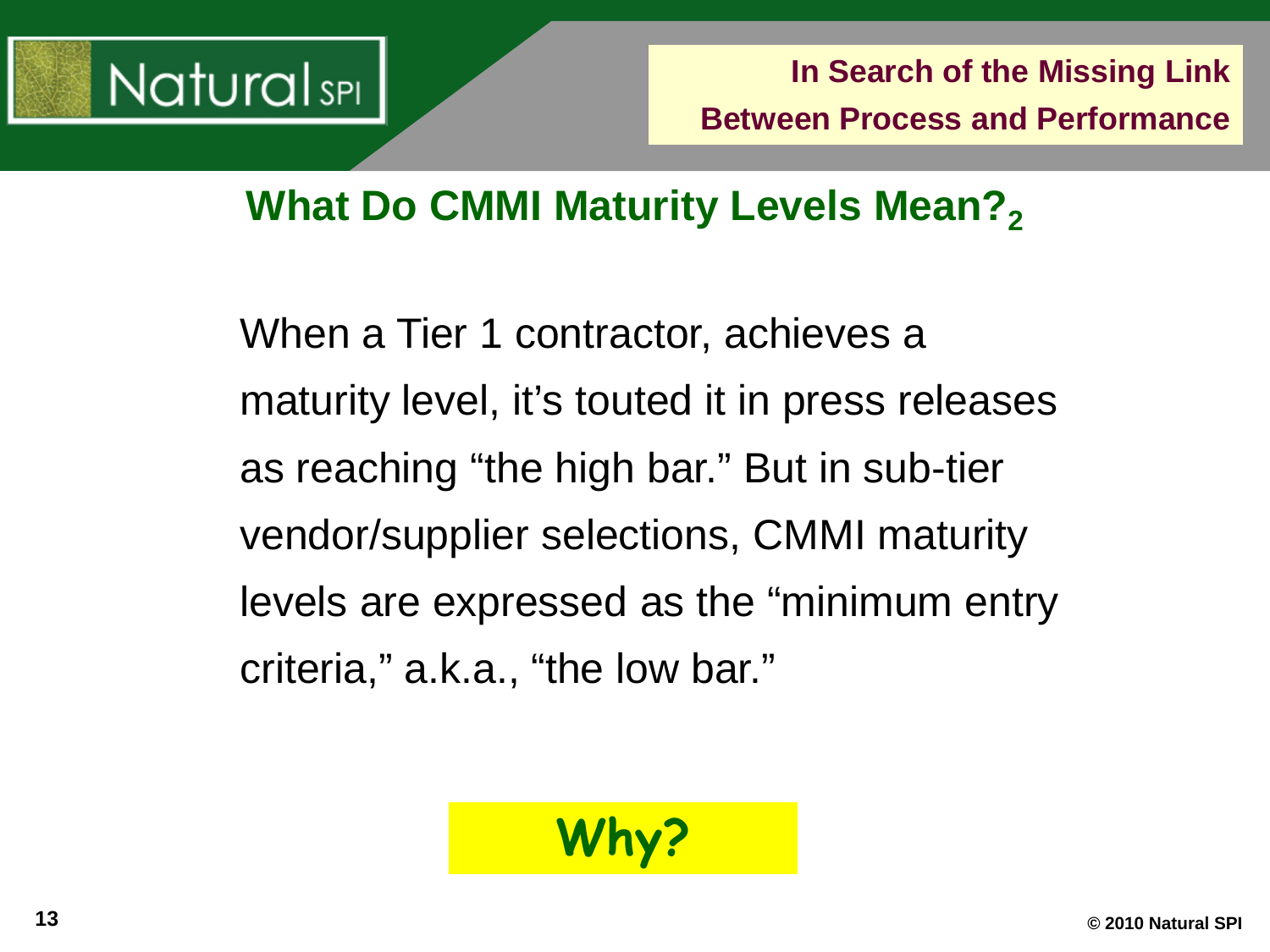## What Do CMMI Maturity Levels Mean?$_2$

When a Tier 1 contractor, achieves a maturity level, it's touted it in press releases as reaching "the high bar." But in sub-tier vendor/supplier selections, CMMI maturity levels are expressed as the "minimum entry criteria," a.k.a., "the low bar."

**Why?**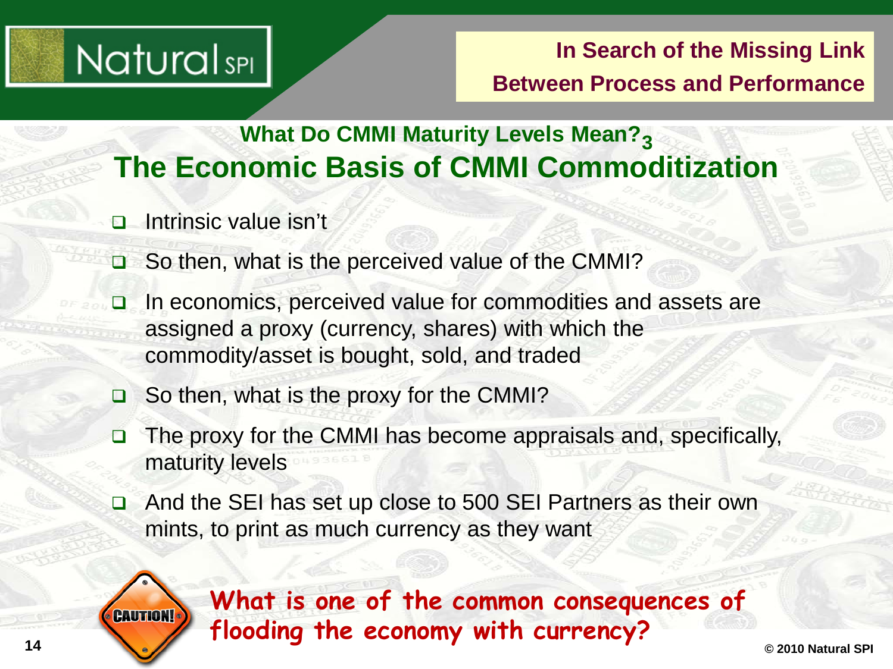## What Do CMMI Maturity Levels Mean?$_3$

# The Economic Basis of CMMI Commoditization

- Intrinsic value isn't
- So then, what is the perceived value of the CMMI?
- In economics, perceived value for commodities and assets are assigned a proxy (currency, shares) with which the commodity/asset is bought, sold, and traded
- So then, what is the proxy for the CMMI?
- The proxy for the CMMI has become appraisals and, specifically, maturity levels
- And the SEI has set up close to 500 SEI Partners as their own mints, to print as much currency as they want

CAUTION!

**What is one of the common consequences of flooding the economy with currency?**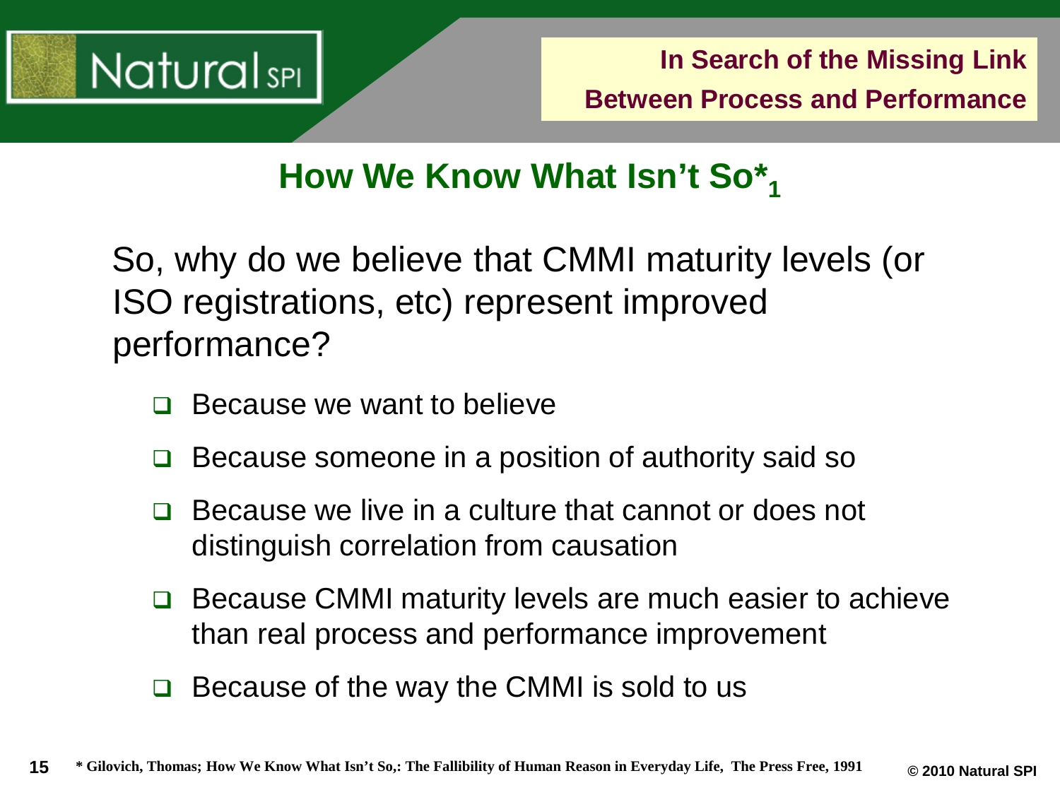## How We Know What Isn't So*[1]

So, why do we believe that CMMI maturity levels (or ISO registrations, etc) represent improved performance?

- Because we want to believe
- Because someone in a position of authority said so
- Because we live in a culture that cannot or does not distinguish correlation from causation
- Because CMMI maturity levels are much easier to achieve than real process and performance improvement
- Because of the way the CMMI is sold to us

\* Gilovich, Thomas; How We Know What Isn't So,: The Fallibility of Human Reason in Everyday Life, The Press Free, 1991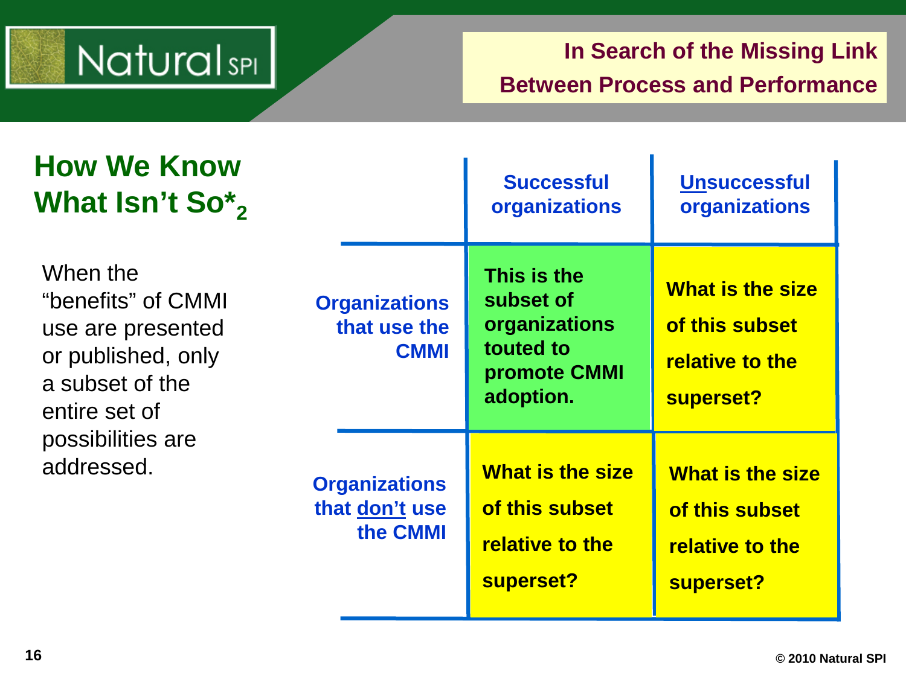## How We Know What Isn't So*$_2$

When the "benefits" of CMMI use are presented or published, only a subset of the entire set of possibilities are addressed.

| | Successful organizations | Unsuccessful organizations |
|---|---|---|
| **Organizations that use the CMMI** | This is the subset of organizations touted to promote CMMI adoption. | What is the size of this subset relative to the superset? |
| **Organizations that don't use the CMMI** | What is the size of this subset relative to the superset? | What is the size of this subset relative to the superset? |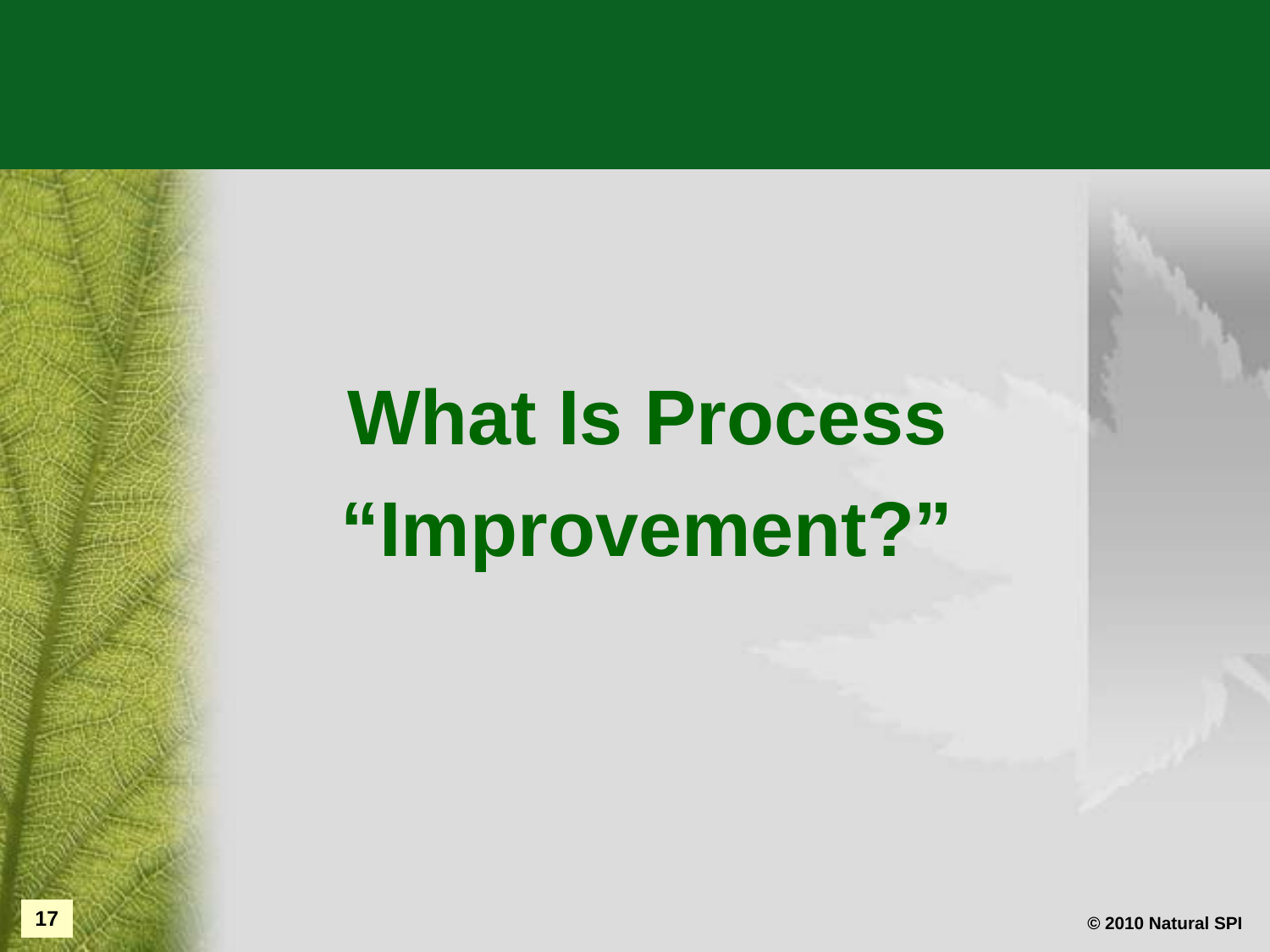# What Is Process "Improvement?"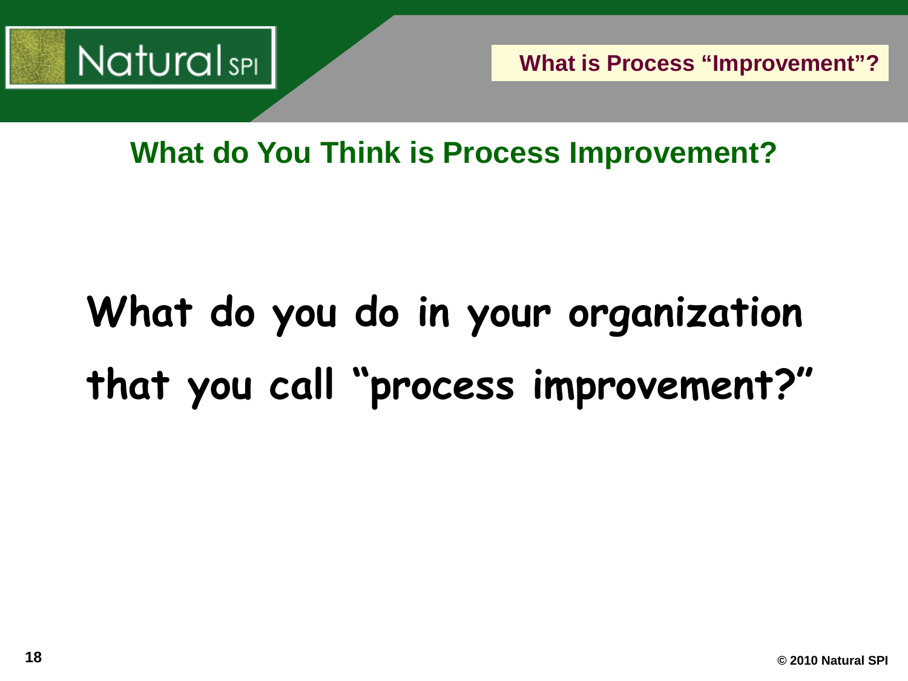## What do You Think is Process Improvement?

**What do you do in your organization that you call "process improvement?"**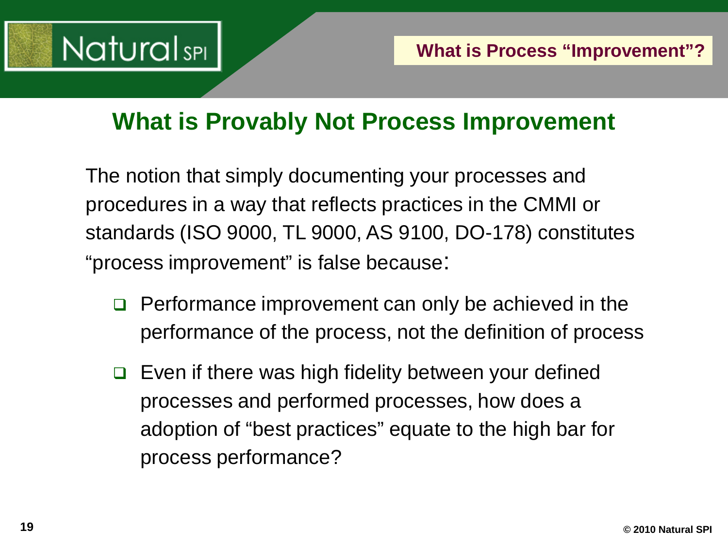## What is Provably Not Process Improvement

The notion that simply documenting your processes and procedures in a way that reflects practices in the CMMI or standards (ISO 9000, TL 9000, AS 9100, DO-178) constitutes "process improvement" is false because:

- Performance improvement can only be achieved in the performance of the process, not the definition of process
- Even if there was high fidelity between your defined processes and performed processes, how does a adoption of "best practices" equate to the high bar for process performance?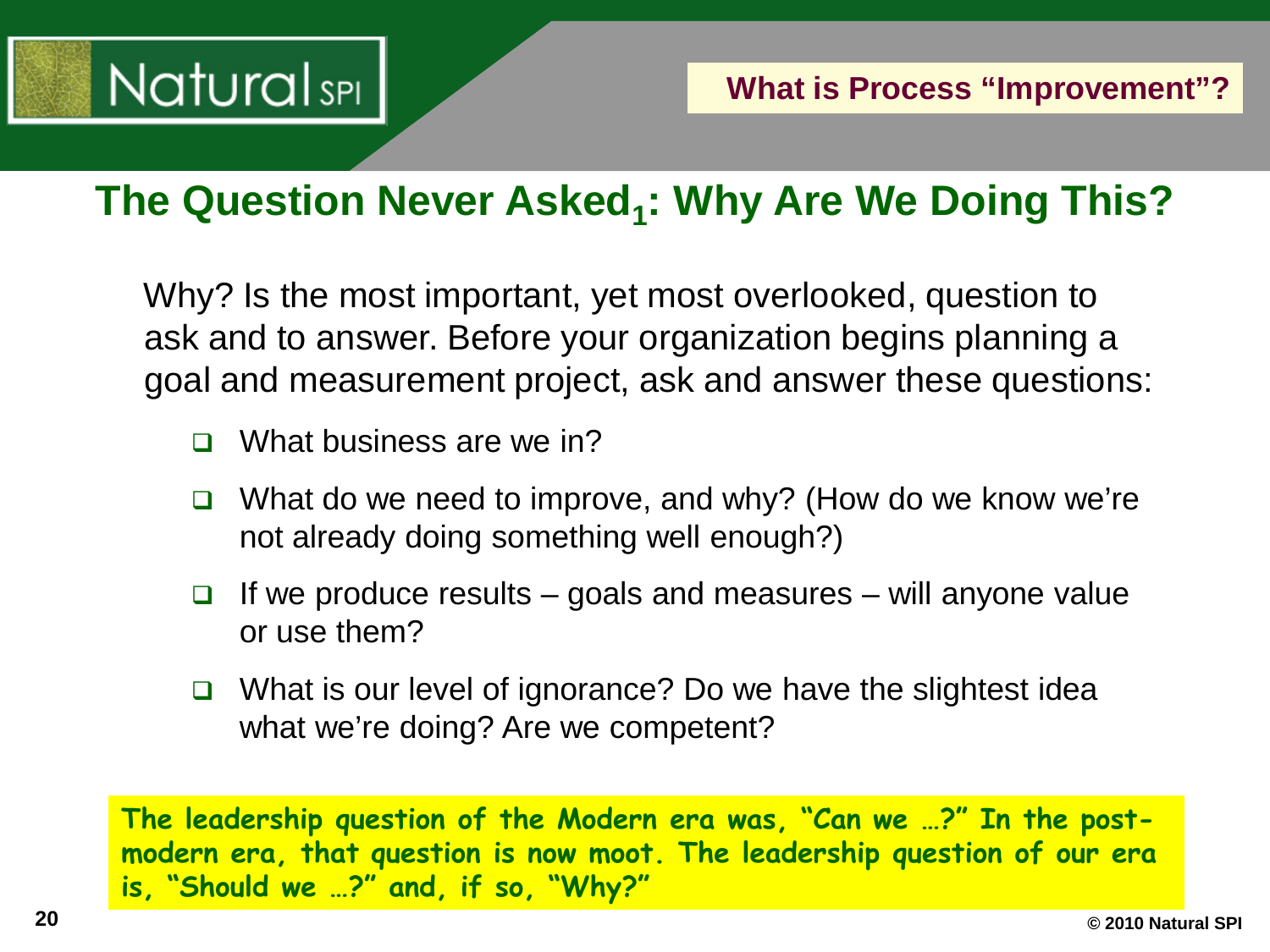## What is Process "Improvement"?

# The Question Never Asked[1]: Why Are We Doing This?

Why? Is the most important, yet most overlooked, question to ask and to answer. Before your organization begins planning a goal and measurement project, ask and answer these questions:

- What business are we in?
- What do we need to improve, and why? (How do we know we're not already doing something well enough?)
- If we produce results – goals and measures – will anyone value or use them?
- What is our level of ignorance? Do we have the slightest idea what we're doing? Are we competent?

**The leadership question of the Modern era was, "Can we …?" In the post-modern era, that question is now moot. The leadership question of our era is, "Should we …?" and, if so, "Why?"**

© 2010 Natural SPI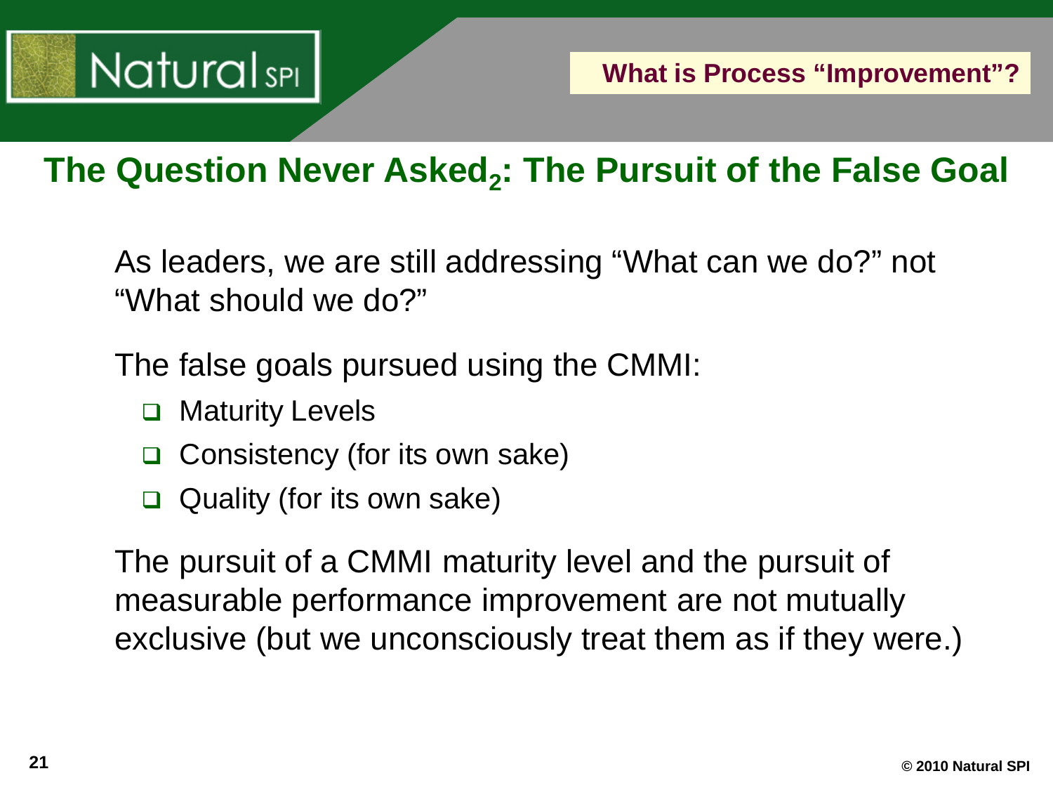## The Question Never Asked$_2$: The Pursuit of the False Goal

As leaders, we are still addressing "What can we do?" not "What should we do?"

The false goals pursued using the CMMI:

- Maturity Levels
- Consistency (for its own sake)
- Quality (for its own sake)

The pursuit of a CMMI maturity level and the pursuit of measurable performance improvement are not mutually exclusive (but we unconsciously treat them as if they were.)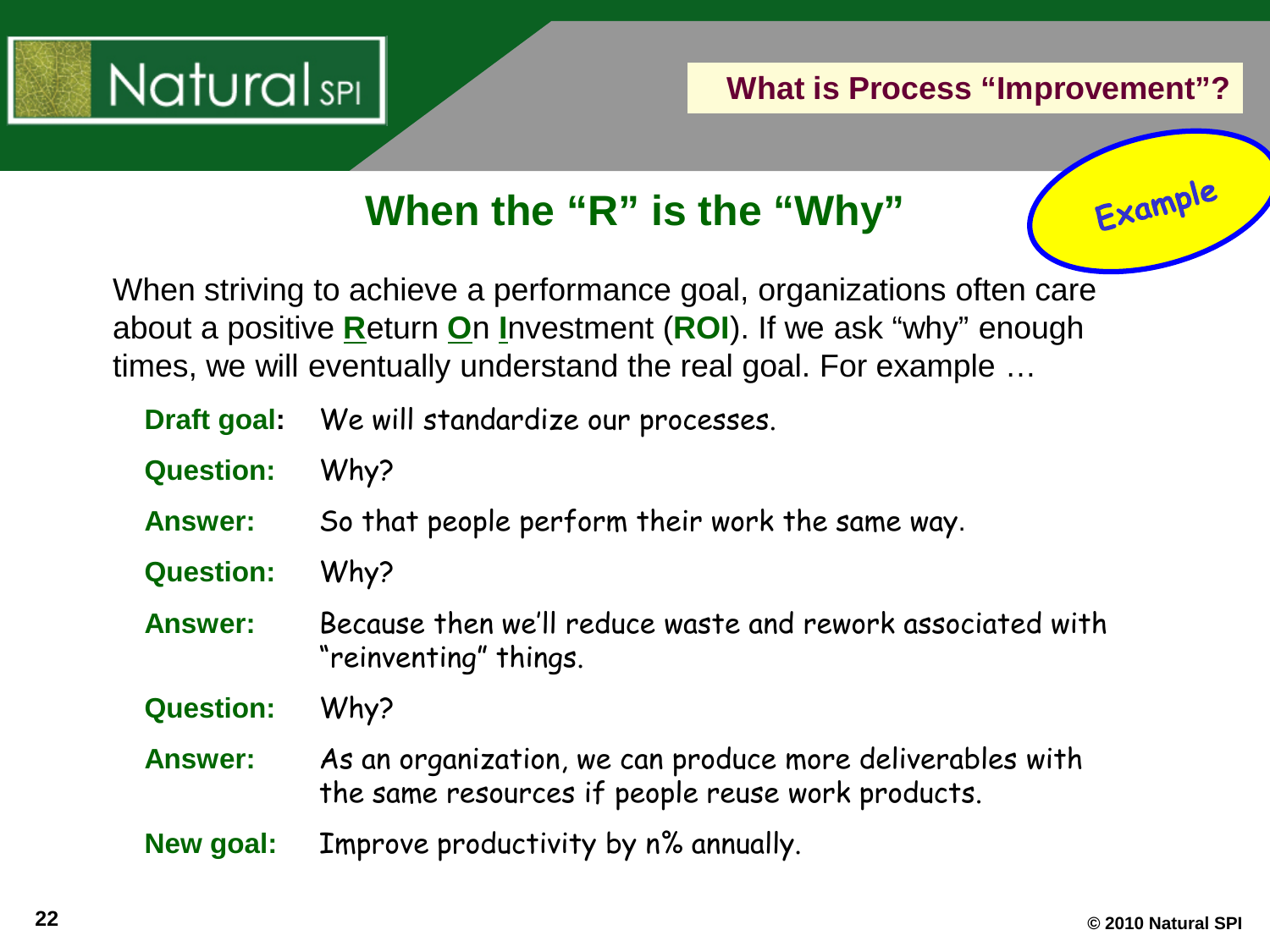## When the "R" is the "Why"

Example

When striving to achieve a performance goal, organizations often care about a positive **R**eturn **O**n **I**nvestment (**ROI**). If we ask "why" enough times, we will eventually understand the real goal. For example …

**Draft goal:** We will standardize our processes.

**Question:** Why?

**Answer:** So that people perform their work the same way.

**Question:** Why?

**Answer:** Because then we'll reduce waste and rework associated with "reinventing" things.

**Question:** Why?

**Answer:** As an organization, we can produce more deliverables with the same resources if people reuse work products.

**New goal:** Improve productivity by n% annually.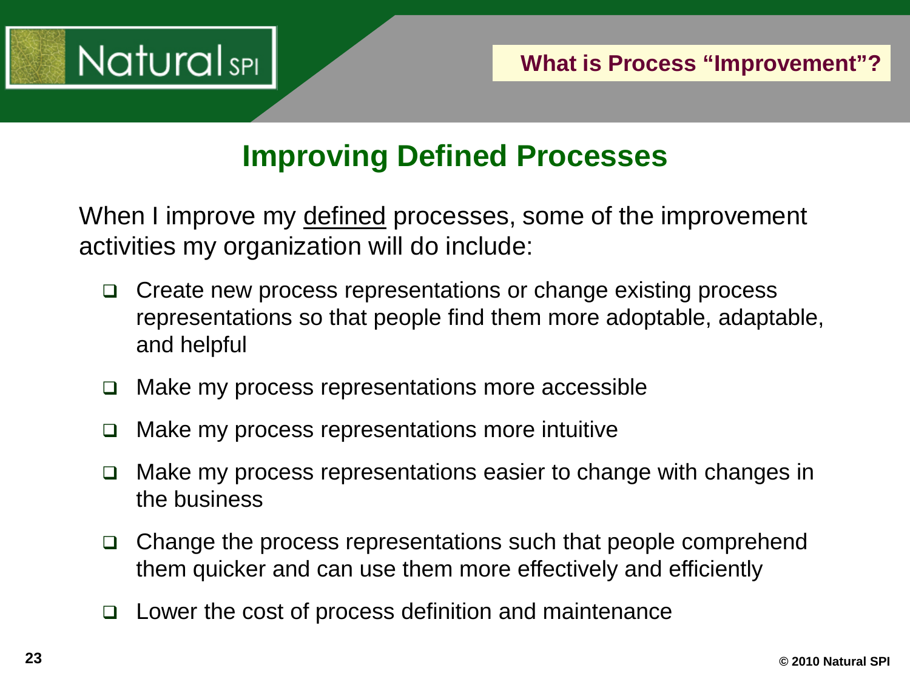## What is Process "Improvement"?

# Improving Defined Processes

When I improve my <u>defined</u> processes, some of the improvement activities my organization will do include:

- Create new process representations or change existing process representations so that people find them more adoptable, adaptable, and helpful
- Make my process representations more accessible
- Make my process representations more intuitive
- Make my process representations easier to change with changes in the business
- Change the process representations such that people comprehend them quicker and can use them more effectively and efficiently
- Lower the cost of process definition and maintenance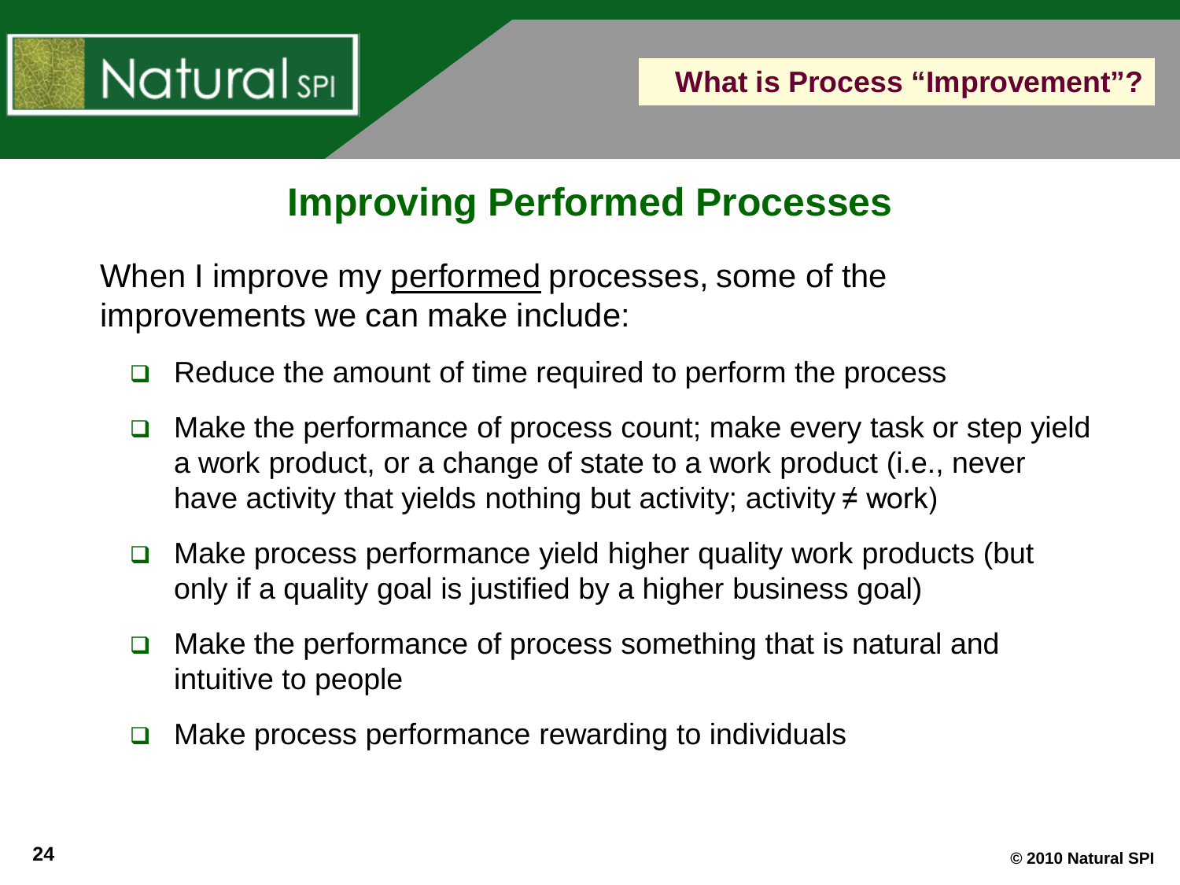# Improving Performed Processes

When I improve my <u>performed</u> processes, some of the improvements we can make include:

- Reduce the amount of time required to perform the process
- Make the performance of process count; make every task or step yield a work product, or a change of state to a work product (i.e., never have activity that yields nothing but activity; activity ≠ work)
- Make process performance yield higher quality work products (but only if a quality goal is justified by a higher business goal)
- Make the performance of process something that is natural and intuitive to people
- Make process performance rewarding to individuals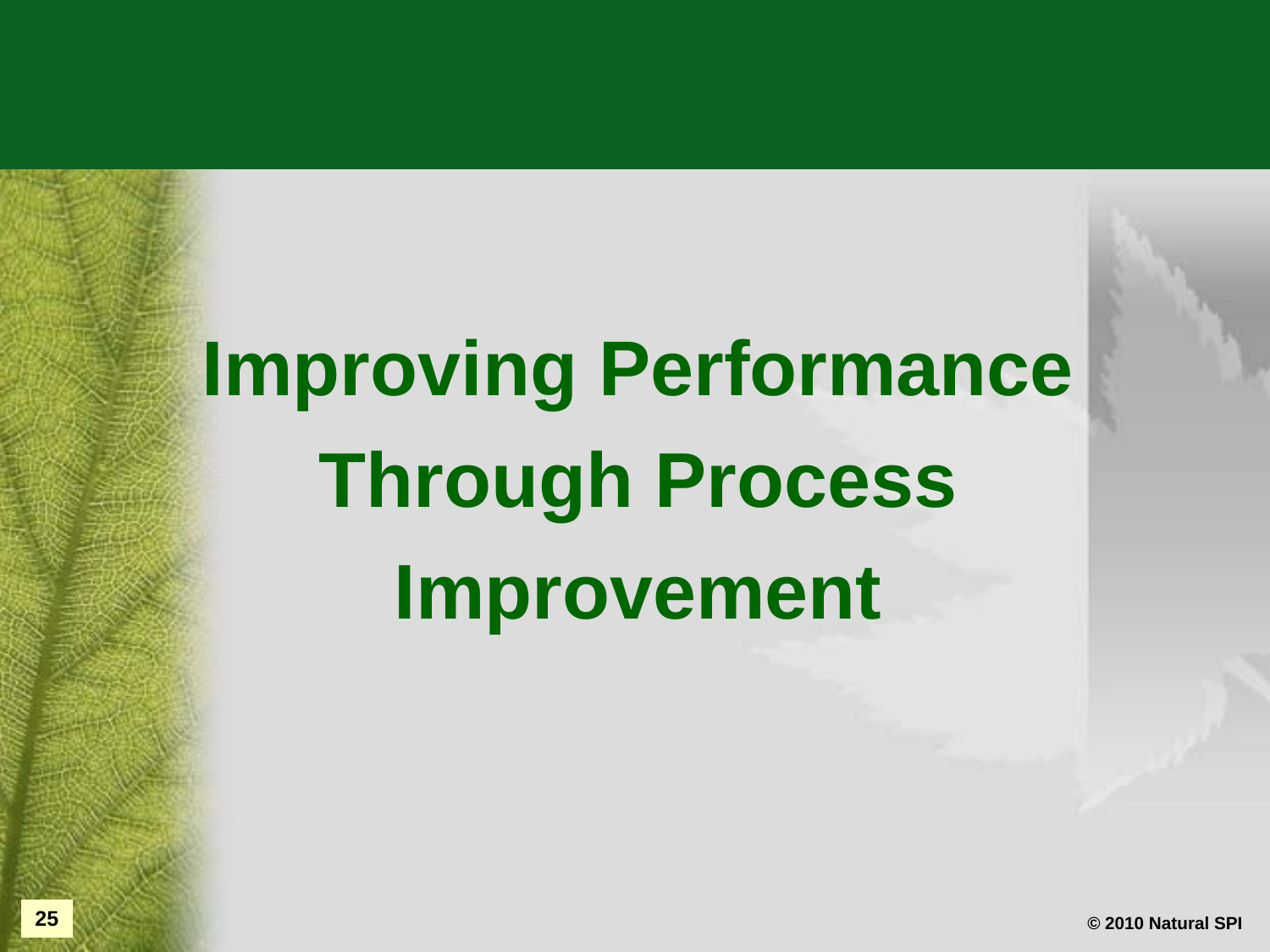# Improving Performance Through Process Improvement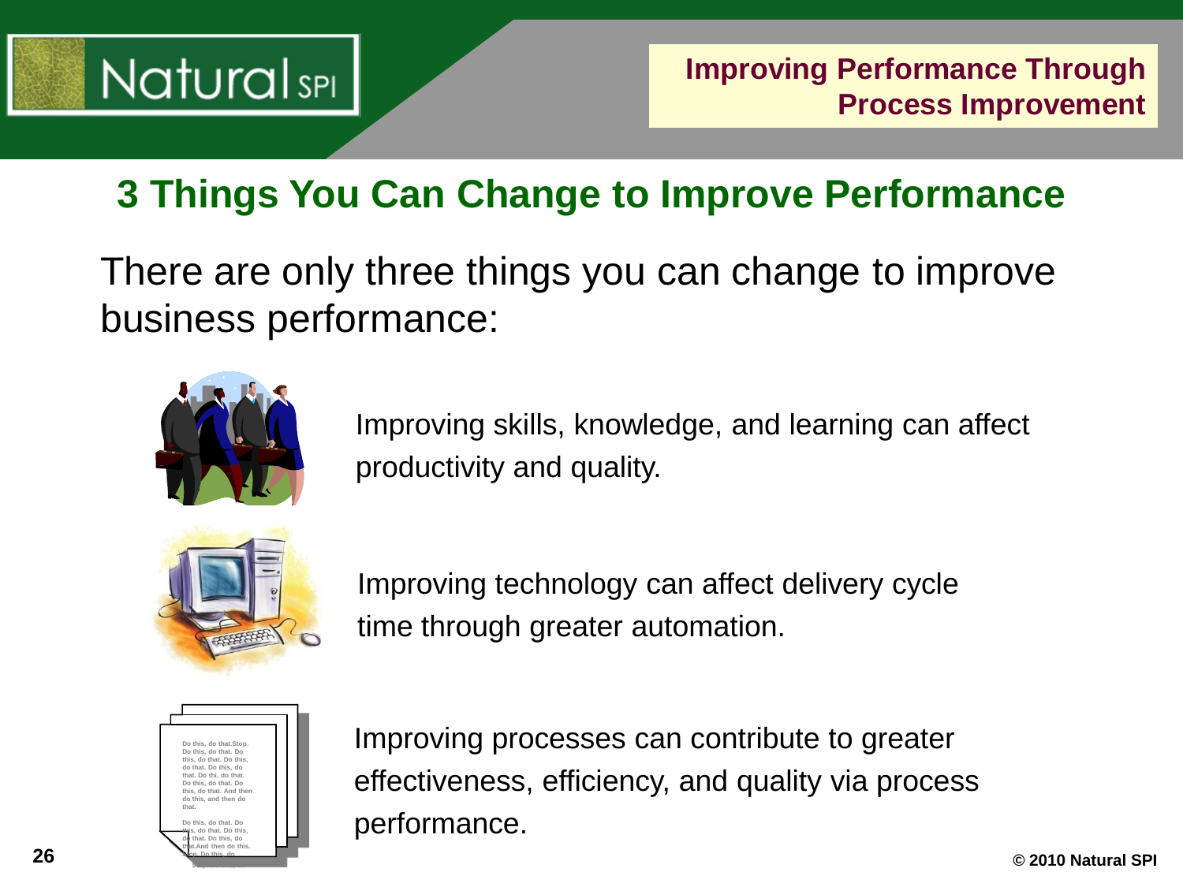## 3 Things You Can Change to Improve Performance

There are only three things you can change to improve business performance:

- Improving skills, knowledge, and learning can affect productivity and quality.
- Improving technology can affect delivery cycle time through greater automation.
- Improving processes can contribute to greater effectiveness, efficiency, and quality via process performance.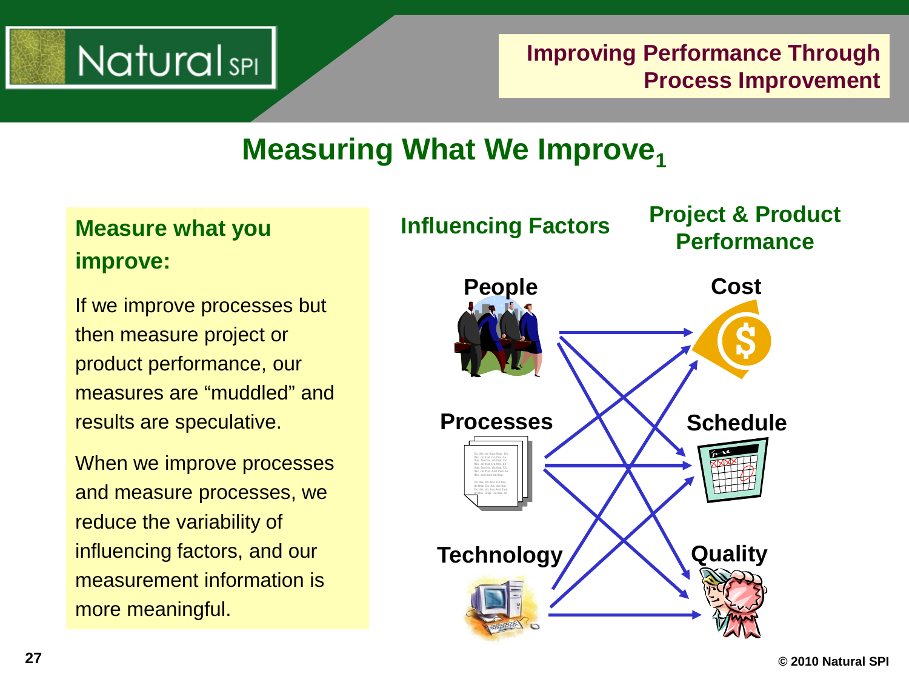## Measuring What We Improve[1]

**Measure what you improve:**

If we improve processes but then measure project or product performance, our measures are "muddled" and results are speculative.

When we improve processes and measure processes, we reduce the variability of influencing factors, and our measurement information is more meaningful.

**Influencing Factors**

- People
- Processes
- Technology

**Project & Product Performance**

- Cost
- Schedule
- Quality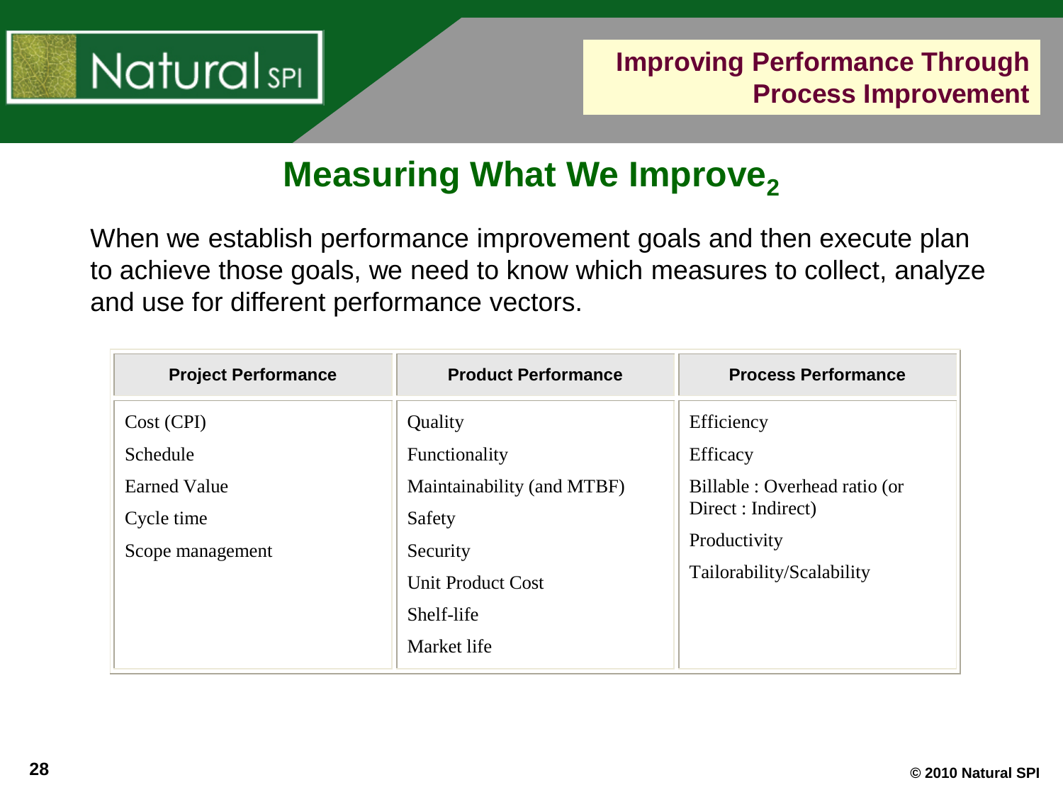# Measuring What We Improve$_2$

When we establish performance improvement goals and then execute plan to achieve those goals, we need to know which measures to collect, analyze and use for different performance vectors.

| Project Performance | Product Performance | Process Performance |
|---|---|---|
| Cost (CPI) | Quality | Efficiency |
| Schedule | Functionality | Efficacy |
| Earned Value | Maintainability (and MTBF) | Billable : Overhead ratio (or Direct : Indirect) |
| Cycle time | Safety | Productivity |
| Scope management | Security | Tailorability/Scalability |
| | Unit Product Cost | |
| | Shelf-life | |
| | Market life | |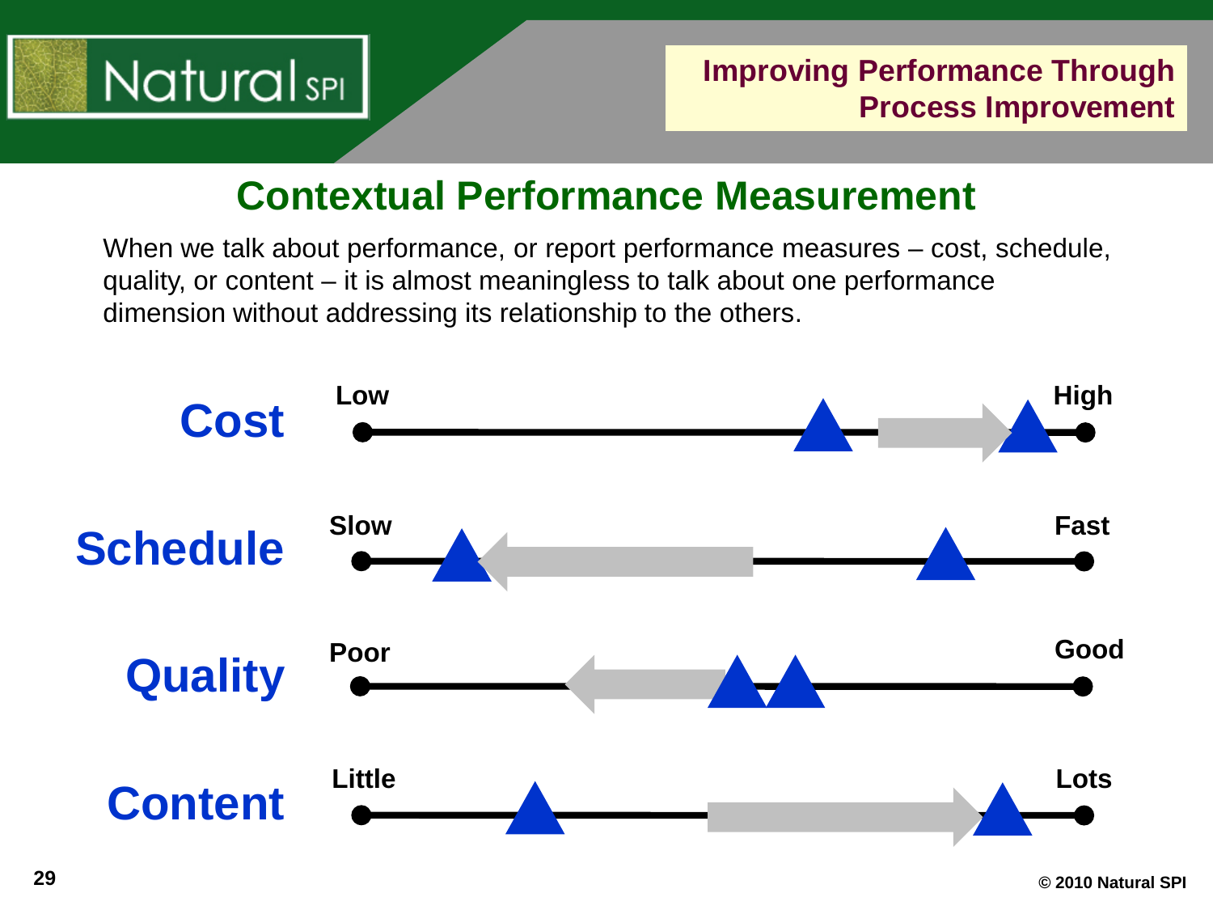## Contextual Performance Measurement

When we talk about performance, or report performance measures – cost, schedule, quality, or content – it is almost meaningless to talk about one performance dimension without addressing its relationship to the others.

| | | |
|---|---|---|
| **Cost** | Low | High |
| **Schedule** | Slow | Fast |
| **Quality** | Poor | Good |
| **Content** | Little | Lots |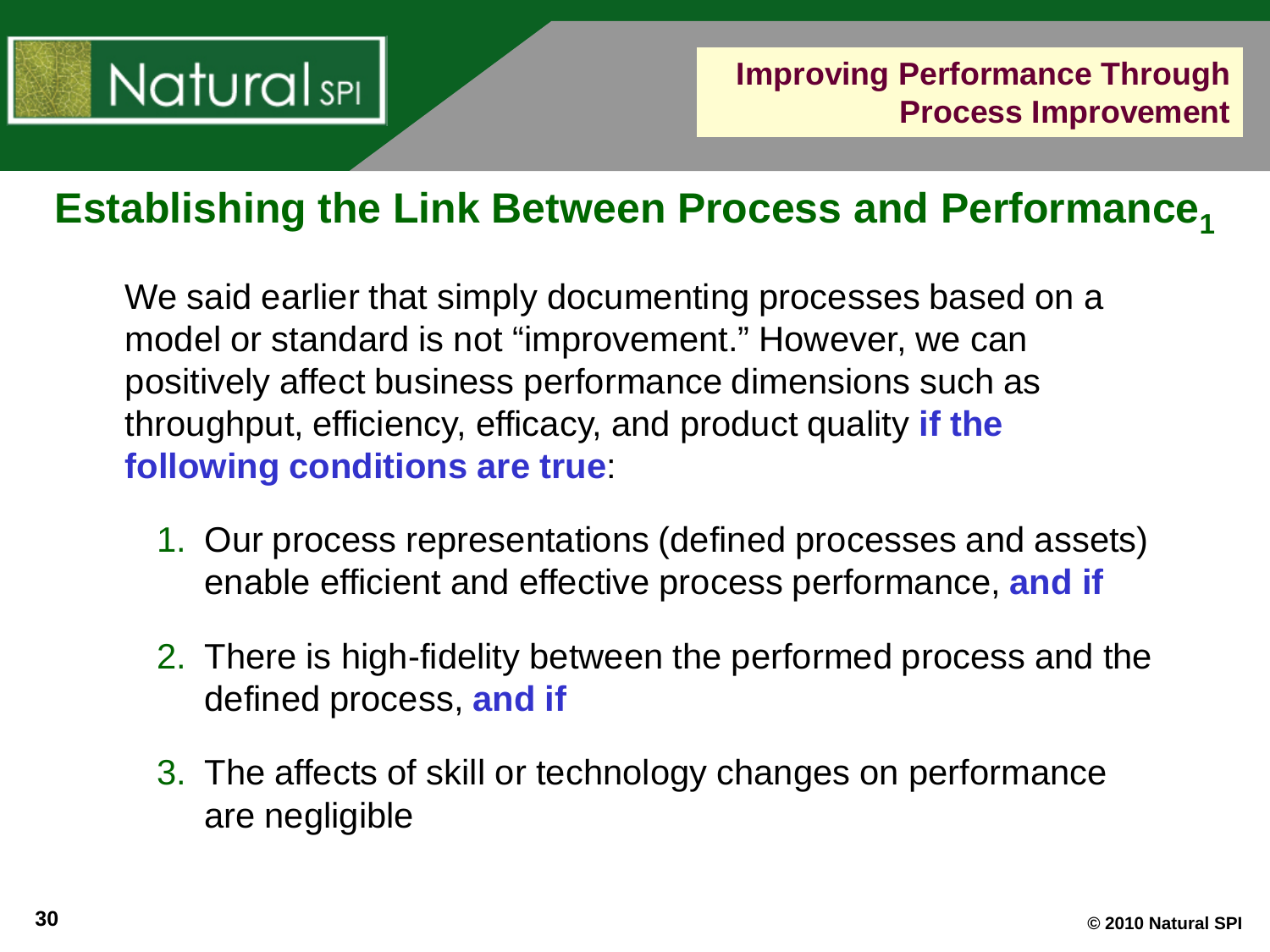## Establishing the Link Between Process and Performance[1]

We said earlier that simply documenting processes based on a model or standard is not "improvement." However, we can positively affect business performance dimensions such as throughput, efficiency, efficacy, and product quality **if the following conditions are true**:

1. Our process representations (defined processes and assets) enable efficient and effective process performance, **and if**
2. There is high-fidelity between the performed process and the defined process, **and if**
3. The affects of skill or technology changes on performance are negligible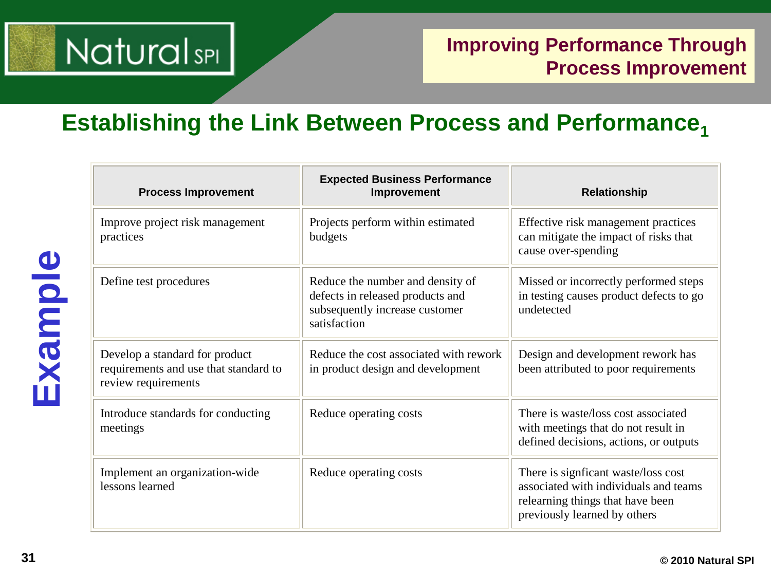## Establishing the Link Between Process and Performance[1]

**Example**

| Process Improvement | Expected Business Performance Improvement | Relationship |
|---|---|---|
| Improve project risk management practices | Projects perform within estimated budgets | Effective risk management practices can mitigate the impact of risks that cause over-spending |
| Define test procedures | Reduce the number and density of defects in released products and subsequently increase customer satisfaction | Missed or incorrectly performed steps in testing causes product defects to go undetected |
| Develop a standard for product requirements and use that standard to review requirements | Reduce the cost associated with rework in product design and development | Design and development rework has been attributed to poor requirements |
| Introduce standards for conducting meetings | Reduce operating costs | There is waste/loss cost associated with meetings that do not result in defined decisions, actions, or outputs |
| Implement an organization-wide lessons learned | Reduce operating costs | There is signficant waste/loss cost associated with individuals and teams relearning things that have been previously learned by others |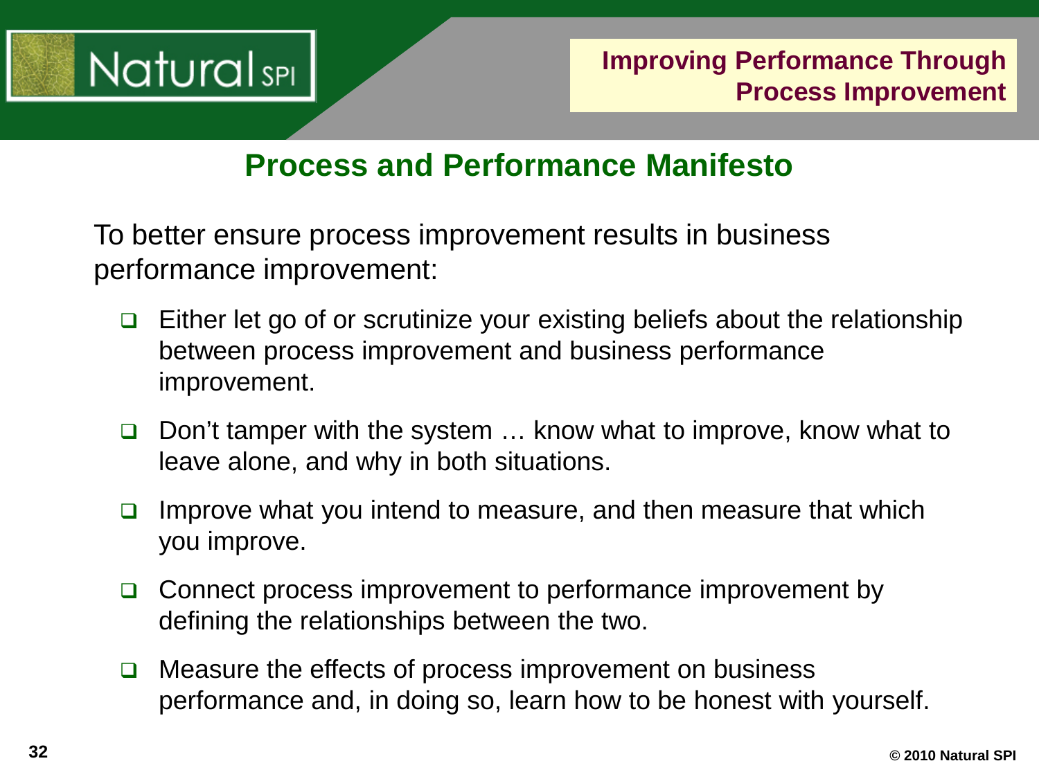## Process and Performance Manifesto

To better ensure process improvement results in business performance improvement:

- Either let go of or scrutinize your existing beliefs about the relationship between process improvement and business performance improvement.
- Don't tamper with the system … know what to improve, know what to leave alone, and why in both situations.
- Improve what you intend to measure, and then measure that which you improve.
- Connect process improvement to performance improvement by defining the relationships between the two.
- Measure the effects of process improvement on business performance and, in doing so, learn how to be honest with yourself.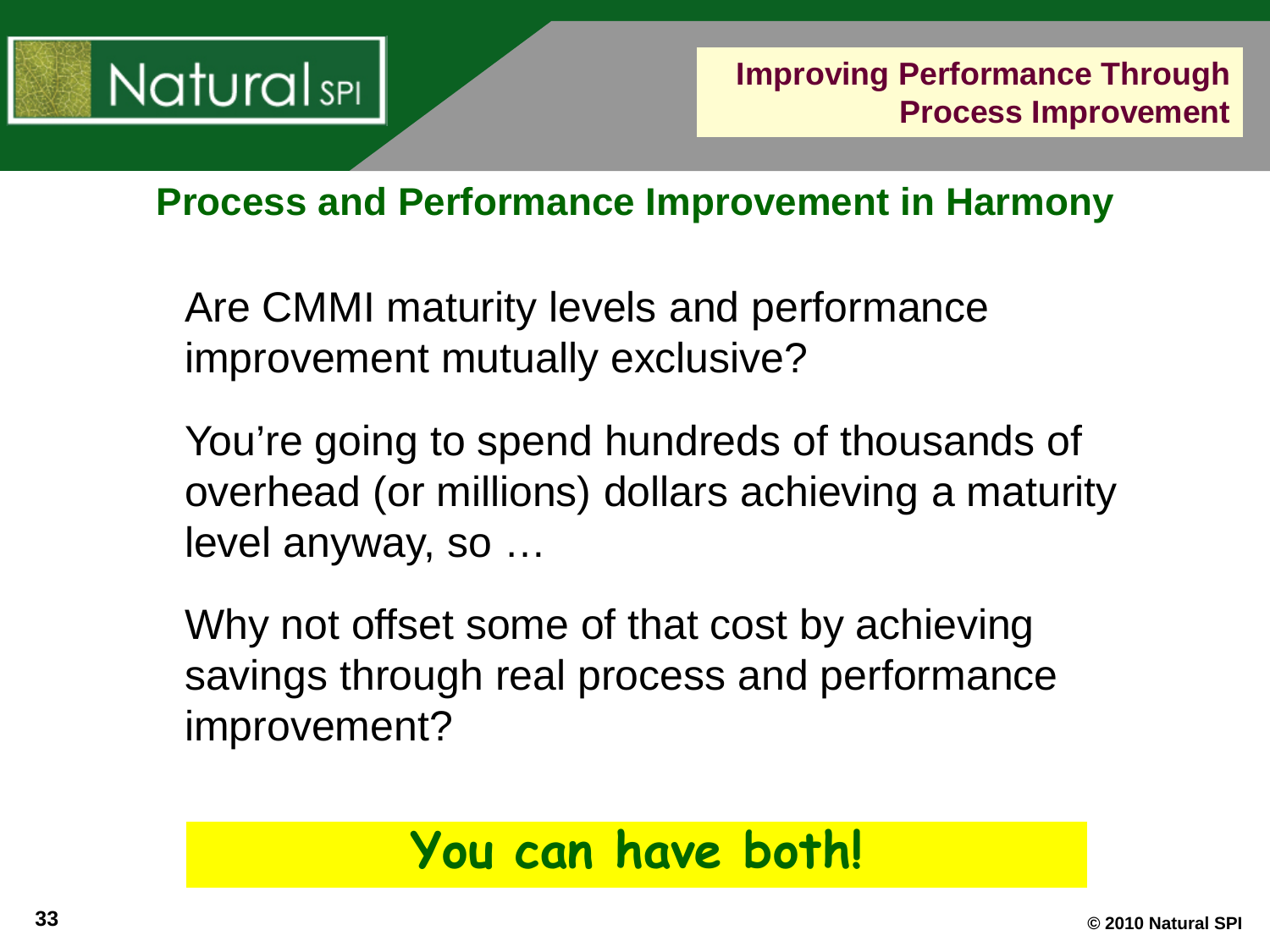## Process and Performance Improvement in Harmony

Are CMMI maturity levels and performance improvement mutually exclusive?

You're going to spend hundreds of thousands of overhead (or millions) dollars achieving a maturity level anyway, so …

Why not offset some of that cost by achieving savings through real process and performance improvement?

**You can have both!**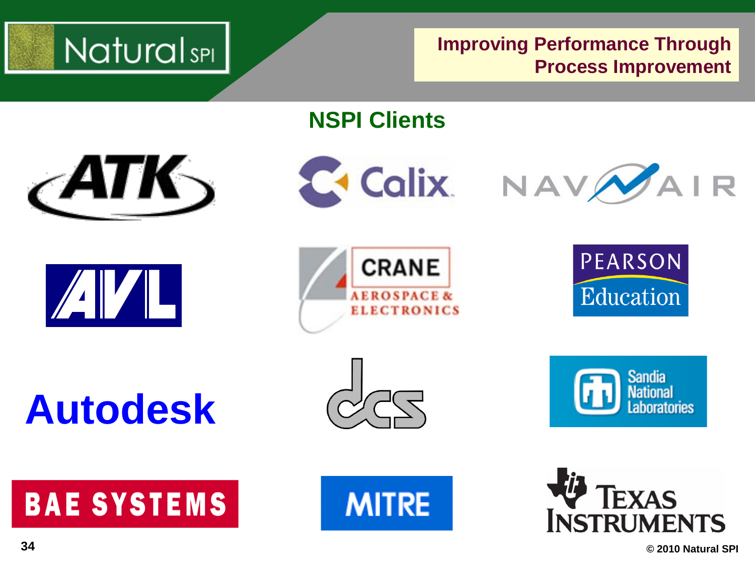Improving Performance Through Process Improvement

## NSPI Clients

ATK

Calix

NAVAIR

AVL

CRANE AEROSPACE & ELECTRONICS

PEARSON Education

Autodesk

dcs

Sandia National Laboratories

BAE SYSTEMS

MITRE

Texas Instruments

© 2010 Natural SPI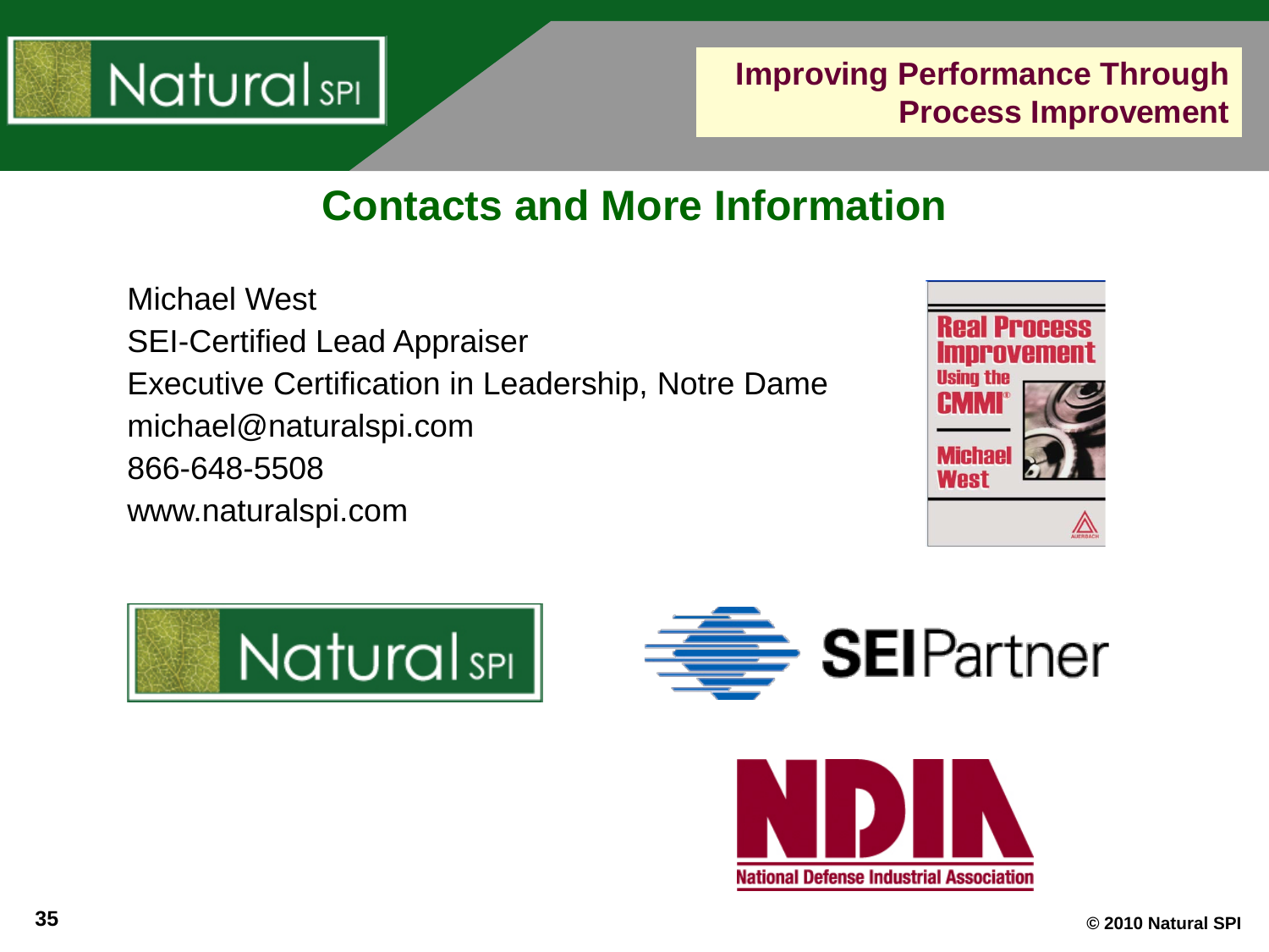## Contacts and More Information

Michael West
SEI-Certified Lead Appraiser
Executive Certification in Leadership, Notre Dame
michael@naturalspi.com
866-648-5508
www.naturalspi.com